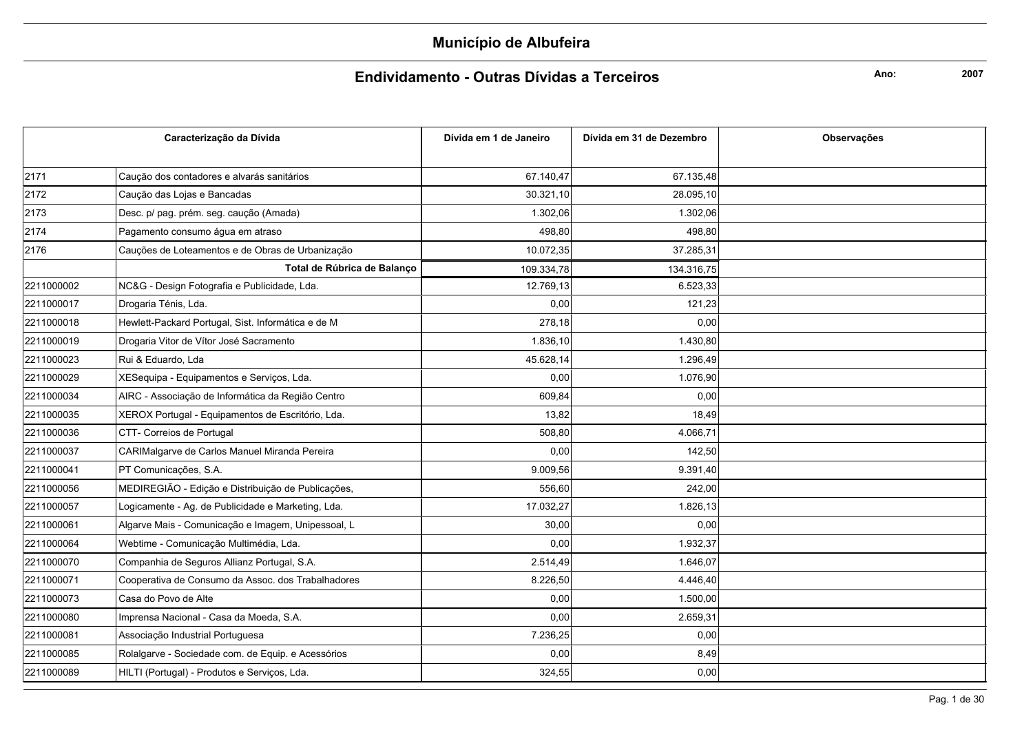# Município de Albufeira

## Endividamento - Outras Dívidas a Terceiros

**Ano:** 2007

| Caracterização da Dívida | | Dívida em 1 de Janeiro | Dívida em 31 de Dezembro | Observações |
|---|---|---|---|---|
| 2171 | Caução dos contadores e alvarás sanitários | 67.140,47 | 67.135,48 | |
| 2172 | Caução das Lojas e Bancadas | 30.321,10 | 28.095,10 | |
| 2173 | Desc. p/ pag. prém. seg. caução (Amada) | 1.302,06 | 1.302,06 | |
| 2174 | Pagamento consumo água em atraso | 498,80 | 498,80 | |
| 2176 | Cauções de Loteamentos e de Obras de Urbanização | 10.072,35 | 37.285,31 | |
| | **Total de Rúbrica de Balanço** | 109.334,78 | 134.316,75 | |
| 2211000002 | NC&G - Design Fotografia e Publicidade, Lda. | 12.769,13 | 6.523,33 | |
| 2211000017 | Drogaria Ténis, Lda. | 0,00 | 121,23 | |
| 2211000018 | Hewlett-Packard Portugal, Sist. Informática e de M | 278,18 | 0,00 | |
| 2211000019 | Drogaria Vitor de Vítor José Sacramento | 1.836,10 | 1.430,80 | |
| 2211000023 | Rui & Eduardo, Lda | 45.628,14 | 1.296,49 | |
| 2211000029 | XESequipa - Equipamentos e Serviços, Lda. | 0,00 | 1.076,90 | |
| 2211000034 | AIRC - Associação de Informática da Região Centro | 609,84 | 0,00 | |
| 2211000035 | XEROX Portugal - Equipamentos de Escritório, Lda. | 13,82 | 18,49 | |
| 2211000036 | CTT- Correios de Portugal | 508,80 | 4.066,71 | |
| 2211000037 | CARIMalgarve de Carlos Manuel Miranda Pereira | 0,00 | 142,50 | |
| 2211000041 | PT Comunicações, S.A. | 9.009,56 | 9.391,40 | |
| 2211000056 | MEDIREGIÃO - Edição e Distribuição de Publicações, | 556,60 | 242,00 | |
| 2211000057 | Logicamente - Ag. de Publicidade e Marketing, Lda. | 17.032,27 | 1.826,13 | |
| 2211000061 | Algarve Mais - Comunicação e Imagem, Unipessoal, L | 30,00 | 0,00 | |
| 2211000064 | Webtime - Comunicação Multimédia, Lda. | 0,00 | 1.932,37 | |
| 2211000070 | Companhia de Seguros Allianz Portugal, S.A. | 2.514,49 | 1.646,07 | |
| 2211000071 | Cooperativa de Consumo da Assoc. dos Trabalhadores | 8.226,50 | 4.446,40 | |
| 2211000073 | Casa do Povo de Alte | 0,00 | 1.500,00 | |
| 2211000080 | Imprensa Nacional - Casa da Moeda, S.A. | 0,00 | 2.659,31 | |
| 2211000081 | Associação Industrial Portuguesa | 7.236,25 | 0,00 | |
| 2211000085 | Rolalgarve - Sociedade com. de Equip. e Acessórios | 0,00 | 8,49 | |
| 2211000089 | HILTI (Portugal) - Produtos e Serviços, Lda. | 324,55 | 0,00 | |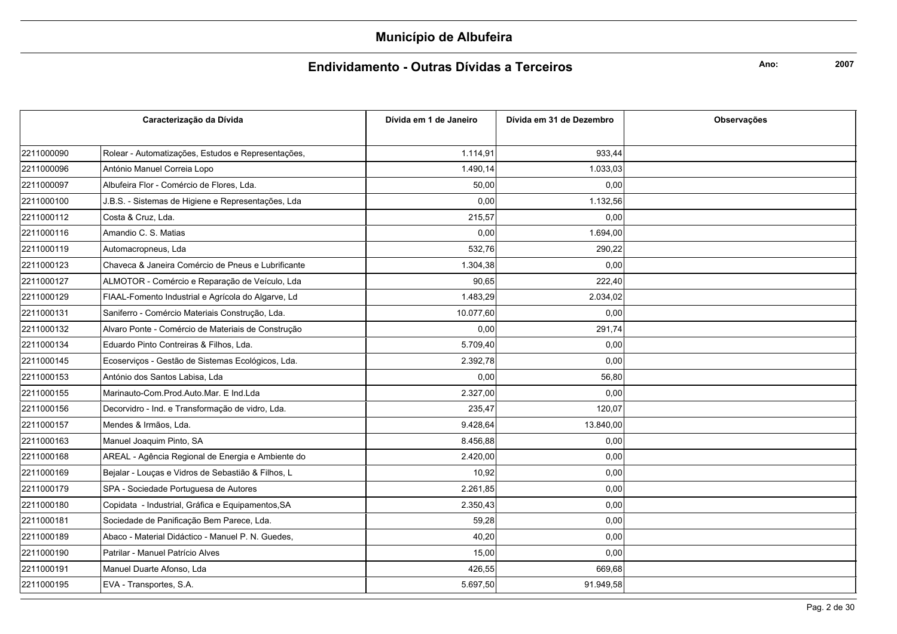# Município de Albufeira

## Endividamento - Outras Dívidas a Terceiros

**Ano:** **2007**

| Caracterização da Dívida | | Dívida em 1 de Janeiro | Dívida em 31 de Dezembro | Observações |
|---|---|---|---|---|
| 2211000090 | Rolear - Automatizações, Estudos e Representações, | 1.114,91 | 933,44 | |
| 2211000096 | António Manuel Correia Lopo | 1.490,14 | 1.033,03 | |
| 2211000097 | Albufeira Flor - Comércio de Flores, Lda. | 50,00 | 0,00 | |
| 2211000100 | J.B.S. - Sistemas de Higiene e Representações, Lda | 0,00 | 1.132,56 | |
| 2211000112 | Costa & Cruz, Lda. | 215,57 | 0,00 | |
| 2211000116 | Amandio C. S. Matias | 0,00 | 1.694,00 | |
| 2211000119 | Automacropneus, Lda | 532,76 | 290,22 | |
| 2211000123 | Chaveca & Janeira Comércio de Pneus e Lubrificante | 1.304,38 | 0,00 | |
| 2211000127 | ALMOTOR - Comércio e Reparação de Veículo, Lda | 90,65 | 222,40 | |
| 2211000129 | FIAAL-Fomento Industrial e Agrícola do Algarve, Ld | 1.483,29 | 2.034,02 | |
| 2211000131 | Saniferro - Comércio Materiais Construção, Lda. | 10.077,60 | 0,00 | |
| 2211000132 | Alvaro Ponte - Comércio de Materiais de Construção | 0,00 | 291,74 | |
| 2211000134 | Eduardo Pinto Contreiras & Filhos, Lda. | 5.709,40 | 0,00 | |
| 2211000145 | Ecoserviços - Gestão de Sistemas Ecológicos, Lda. | 2.392,78 | 0,00 | |
| 2211000153 | António dos Santos Labisa, Lda | 0,00 | 56,80 | |
| 2211000155 | Marinauto-Com.Prod.Auto.Mar. E Ind.Lda | 2.327,00 | 0,00 | |
| 2211000156 | Decorvidro - Ind. e Transformação de vidro, Lda. | 235,47 | 120,07 | |
| 2211000157 | Mendes & Irmãos, Lda. | 9.428,64 | 13.840,00 | |
| 2211000163 | Manuel Joaquim Pinto, SA | 8.456,88 | 0,00 | |
| 2211000168 | AREAL - Agência Regional de Energia e Ambiente do | 2.420,00 | 0,00 | |
| 2211000169 | Bejalar - Louças e Vidros de Sebastião & Filhos, L | 10,92 | 0,00 | |
| 2211000179 | SPA - Sociedade Portuguesa de Autores | 2.261,85 | 0,00 | |
| 2211000180 | Copidata - Industrial, Gráfica e Equipamentos,SA | 2.350,43 | 0,00 | |
| 2211000181 | Sociedade de Panificação Bem Parece, Lda. | 59,28 | 0,00 | |
| 2211000189 | Abaco - Material Didáctico - Manuel P. N. Guedes, | 40,20 | 0,00 | |
| 2211000190 | Patrilar - Manuel Patrício Alves | 15,00 | 0,00 | |
| 2211000191 | Manuel Duarte Afonso, Lda | 426,55 | 669,68 | |
| 2211000195 | EVA - Transportes, S.A. | 5.697,50 | 91.949,58 | |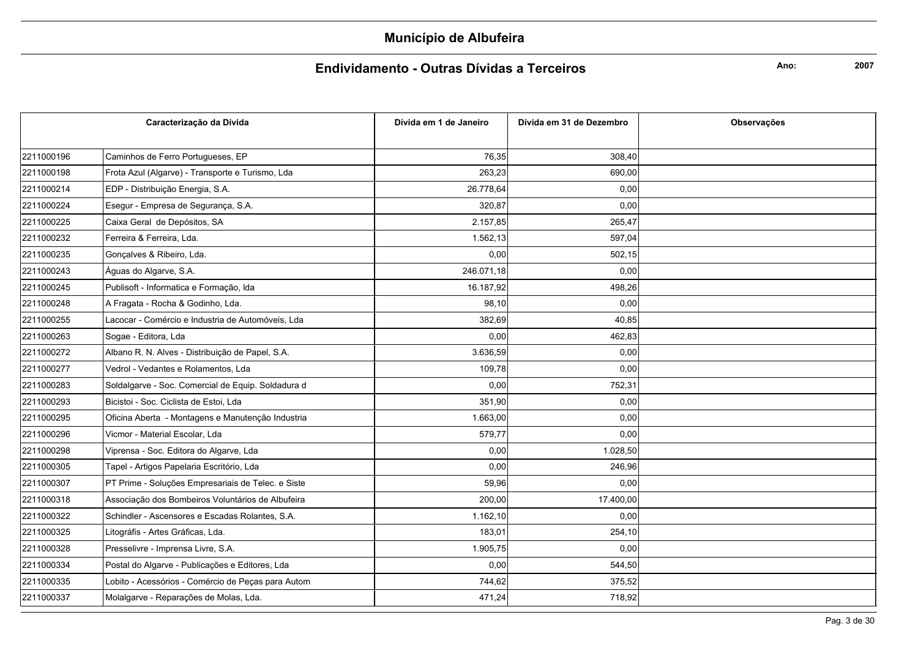# Município de Albufeira

## Endividamento - Outras Dívidas a Terceiros

**Ano:** 2007

| Caracterização da Dívida | | Dívida em 1 de Janeiro | Dívida em 31 de Dezembro | Observações |
|---|---|---|---|---|
| 2211000196 | Caminhos de Ferro Portugueses, EP | 76,35 | 308,40 | |
| 2211000198 | Frota Azul (Algarve) - Transporte e Turismo, Lda | 263,23 | 690,00 | |
| 2211000214 | EDP - Distribuição Energia, S.A. | 26.778,64 | 0,00 | |
| 2211000224 | Esegur - Empresa de Segurança, S.A. | 320,87 | 0,00 | |
| 2211000225 | Caixa Geral de Depósitos, SA | 2.157,85 | 265,47 | |
| 2211000232 | Ferreira & Ferreira, Lda. | 1.562,13 | 597,04 | |
| 2211000235 | Gonçalves & Ribeiro, Lda. | 0,00 | 502,15 | |
| 2211000243 | Águas do Algarve, S.A. | 246.071,18 | 0,00 | |
| 2211000245 | Publisoft - Informatica e Formação, lda | 16.187,92 | 498,26 | |
| 2211000248 | A Fragata - Rocha & Godinho, Lda. | 98,10 | 0,00 | |
| 2211000255 | Lacocar - Comércio e Industria de Automóveis, Lda | 382,69 | 40,85 | |
| 2211000263 | Sogae - Editora, Lda | 0,00 | 462,83 | |
| 2211000272 | Albano R. N. Alves - Distribuição de Papel, S.A. | 3.636,59 | 0,00 | |
| 2211000277 | Vedrol - Vedantes e Rolamentos, Lda | 109,78 | 0,00 | |
| 2211000283 | Soldalgarve - Soc. Comercial de Equip. Soldadura d | 0,00 | 752,31 | |
| 2211000293 | Bicistoi - Soc. Ciclista de Estoi, Lda | 351,90 | 0,00 | |
| 2211000295 | Oficina Aberta - Montagens e Manutenção Industria | 1.663,00 | 0,00 | |
| 2211000296 | Vicmor - Material Escolar, Lda | 579,77 | 0,00 | |
| 2211000298 | Viprensa - Soc. Editora do Algarve, Lda | 0,00 | 1.028,50 | |
| 2211000305 | Tapel - Artigos Papelaria Escritório, Lda | 0,00 | 246,96 | |
| 2211000307 | PT Prime - Soluções Empresariais de Telec. e Siste | 59,96 | 0,00 | |
| 2211000318 | Associação dos Bombeiros Voluntários de Albufeira | 200,00 | 17.400,00 | |
| 2211000322 | Schindler - Ascensores e Escadas Rolantes, S.A. | 1.162,10 | 0,00 | |
| 2211000325 | Litográfis - Artes Gráficas, Lda. | 183,01 | 254,10 | |
| 2211000328 | Presselivre - Imprensa Livre, S.A. | 1.905,75 | 0,00 | |
| 2211000334 | Postal do Algarve - Publicações e Editores, Lda | 0,00 | 544,50 | |
| 2211000335 | Lobito - Acessórios - Comércio de Peças para Autom | 744,62 | 375,52 | |
| 2211000337 | Molalgarve - Reparações de Molas, Lda. | 471,24 | 718,92 | |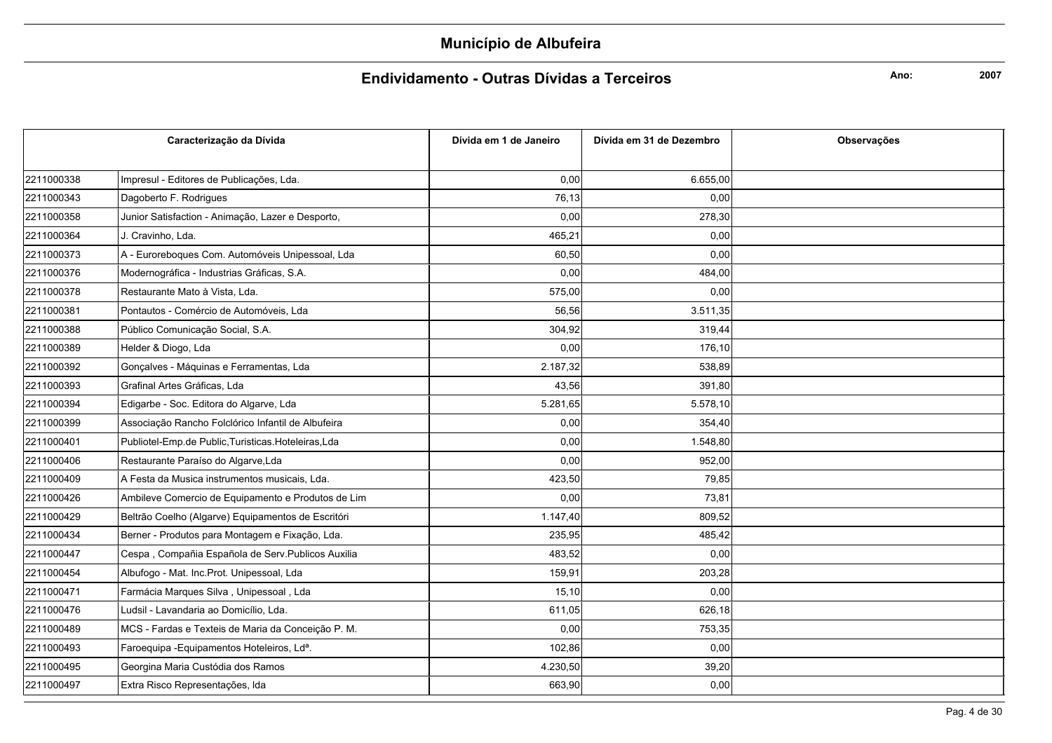# Município de Albufeira

## Endividamento - Outras Dívidas a Terceiros

**Ano:** **2007**

| Caracterização da Dívida | | Dívida em 1 de Janeiro | Dívida em 31 de Dezembro | Observações |
|---|---|---|---|---|
| 2211000338 | Impresul - Editores de Publicações, Lda. | 0,00 | 6.655,00 | |
| 2211000343 | Dagoberto F. Rodrigues | 76,13 | 0,00 | |
| 2211000358 | Junior Satisfaction - Animação, Lazer e Desporto, | 0,00 | 278,30 | |
| 2211000364 | J. Cravinho, Lda. | 465,21 | 0,00 | |
| 2211000373 | A - Euroreboques Com. Automóveis Unipessoal, Lda | 60,50 | 0,00 | |
| 2211000376 | Modernográfica - Industrias Gráficas, S.A. | 0,00 | 484,00 | |
| 2211000378 | Restaurante Mato à Vista, Lda. | 575,00 | 0,00 | |
| 2211000381 | Pontautos - Comércio de Automóveis, Lda | 56,56 | 3.511,35 | |
| 2211000388 | Público Comunicação Social, S.A. | 304,92 | 319,44 | |
| 2211000389 | Helder & Diogo, Lda | 0,00 | 176,10 | |
| 2211000392 | Gonçalves - Máquinas e Ferramentas, Lda | 2.187,32 | 538,89 | |
| 2211000393 | Grafinal Artes Gráficas, Lda | 43,56 | 391,80 | |
| 2211000394 | Edigarbe - Soc. Editora do Algarve, Lda | 5.281,65 | 5.578,10 | |
| 2211000399 | Associação Rancho Folclórico Infantil de Albufeira | 0,00 | 354,40 | |
| 2211000401 | Publiotel-Emp.de Public,Turisticas.Hoteleiras,Lda | 0,00 | 1.548,80 | |
| 2211000406 | Restaurante Paraíso do Algarve,Lda | 0,00 | 952,00 | |
| 2211000409 | A Festa da Musica instrumentos musicais, Lda. | 423,50 | 79,85 | |
| 2211000426 | Ambileve Comercio de Equipamento e Produtos de Lim | 0,00 | 73,81 | |
| 2211000429 | Beltrão Coelho (Algarve) Equipamentos de Escritóri | 1.147,40 | 809,52 | |
| 2211000434 | Berner - Produtos para Montagem e Fixação, Lda. | 235,95 | 485,42 | |
| 2211000447 | Cespa , Compañia Española de Serv.Publicos Auxilia | 483,52 | 0,00 | |
| 2211000454 | Albufogo - Mat. Inc.Prot. Unipessoal, Lda | 159,91 | 203,28 | |
| 2211000471 | Farmácia Marques Silva , Unipessoal , Lda | 15,10 | 0,00 | |
| 2211000476 | Ludsil - Lavandaria ao Domicílio, Lda. | 611,05 | 626,18 | |
| 2211000489 | MCS - Fardas e Texteis de Maria da Conceição P. M. | 0,00 | 753,35 | |
| 2211000493 | Faroequipa -Equipamentos Hoteleiros, Ldª. | 102,86 | 0,00 | |
| 2211000495 | Georgina Maria Custódia dos Ramos | 4.230,50 | 39,20 | |
| 2211000497 | Extra Risco Representações, lda | 663,90 | 0,00 | |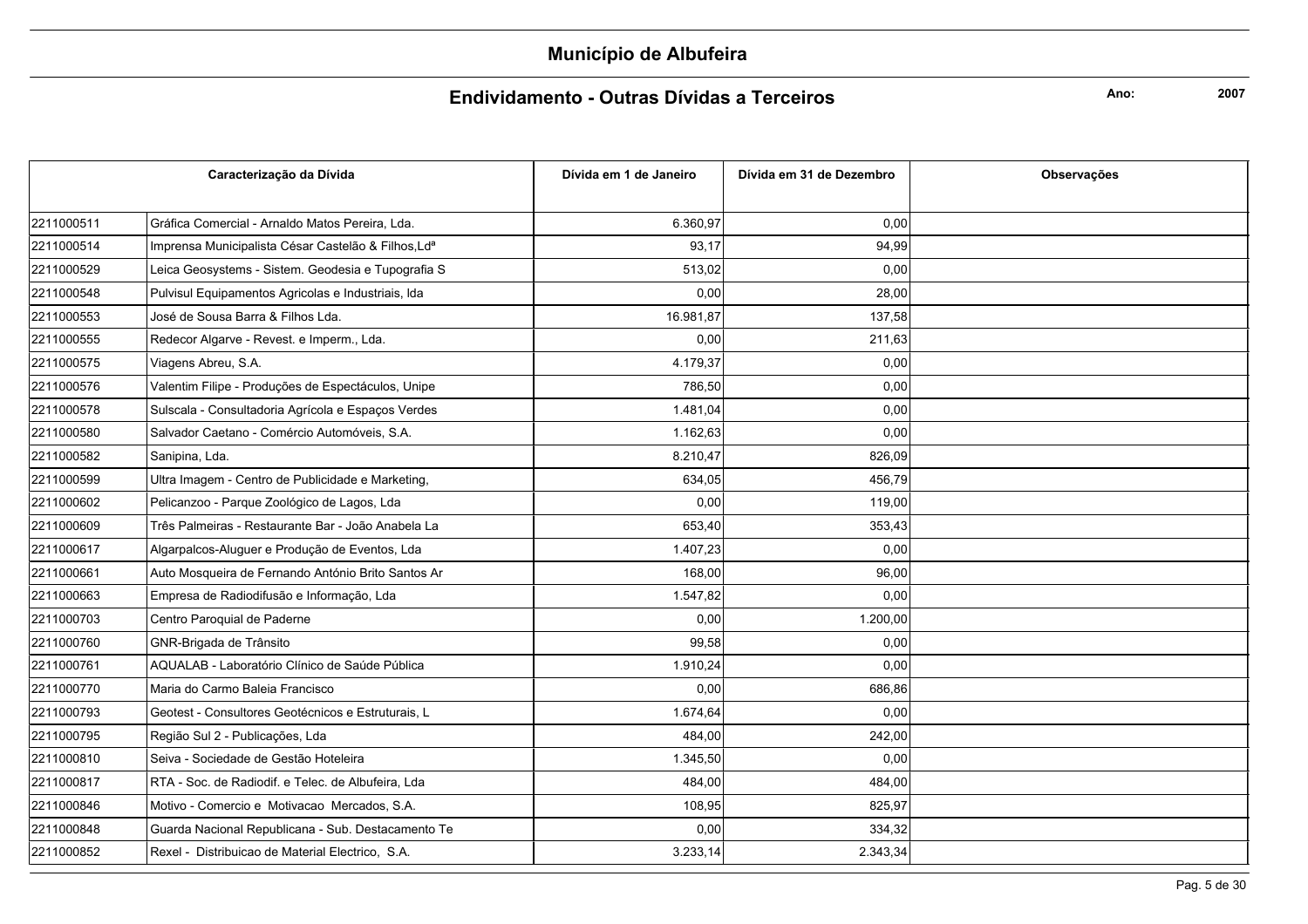# Município de Albufeira

## Endividamento - Outras Dívidas a Terceiros

**Ano:** **2007**

| Caracterização da Dívida | | Dívida em 1 de Janeiro | Dívida em 31 de Dezembro | Observações |
|---|---|---|---|---|
| 2211000511 | Gráfica Comercial - Arnaldo Matos Pereira, Lda. | 6.360,97 | 0,00 | |
| 2211000514 | Imprensa Municipalista César Castelão & Filhos,Ldª | 93,17 | 94,99 | |
| 2211000529 | Leica Geosystems - Sistem. Geodesia e Tupografia S | 513,02 | 0,00 | |
| 2211000548 | Pulvisul Equipamentos Agricolas e Industriais, lda | 0,00 | 28,00 | |
| 2211000553 | José de Sousa Barra & Filhos Lda. | 16.981,87 | 137,58 | |
| 2211000555 | Redecor Algarve - Revest. e Imperm., Lda. | 0,00 | 211,63 | |
| 2211000575 | Viagens Abreu, S.A. | 4.179,37 | 0,00 | |
| 2211000576 | Valentim Filipe - Produções de Espectáculos, Unipe | 786,50 | 0,00 | |
| 2211000578 | Sulscala - Consultadoria Agrícola e Espaços Verdes | 1.481,04 | 0,00 | |
| 2211000580 | Salvador Caetano - Comércio Automóveis, S.A. | 1.162,63 | 0,00 | |
| 2211000582 | Sanipina, Lda. | 8.210,47 | 826,09 | |
| 2211000599 | Ultra Imagem - Centro de Publicidade e Marketing, | 634,05 | 456,79 | |
| 2211000602 | Pelicanzoo - Parque Zoológico de Lagos, Lda | 0,00 | 119,00 | |
| 2211000609 | Três Palmeiras - Restaurante Bar - João Anabela La | 653,40 | 353,43 | |
| 2211000617 | Algarpalcos-Aluguer e Produção de Eventos, Lda | 1.407,23 | 0,00 | |
| 2211000661 | Auto Mosqueira de Fernando António Brito Santos Ar | 168,00 | 96,00 | |
| 2211000663 | Empresa de Radiodifusão e Informação, Lda | 1.547,82 | 0,00 | |
| 2211000703 | Centro Paroquial de Paderne | 0,00 | 1.200,00 | |
| 2211000760 | GNR-Brigada de Trânsito | 99,58 | 0,00 | |
| 2211000761 | AQUALAB - Laboratório Clínico de Saúde Pública | 1.910,24 | 0,00 | |
| 2211000770 | Maria do Carmo Baleia Francisco | 0,00 | 686,86 | |
| 2211000793 | Geotest - Consultores Geotécnicos e Estruturais, L | 1.674,64 | 0,00 | |
| 2211000795 | Região Sul 2 - Publicações, Lda | 484,00 | 242,00 | |
| 2211000810 | Seiva - Sociedade de Gestão Hoteleira | 1.345,50 | 0,00 | |
| 2211000817 | RTA - Soc. de Radiodif. e Telec. de Albufeira, Lda | 484,00 | 484,00 | |
| 2211000846 | Motivo - Comercio e Motivacao Mercados, S.A. | 108,95 | 825,97 | |
| 2211000848 | Guarda Nacional Republicana - Sub. Destacamento Te | 0,00 | 334,32 | |
| 2211000852 | Rexel - Distribuicao de Material Electrico, S.A. | 3.233,14 | 2.343,34 | |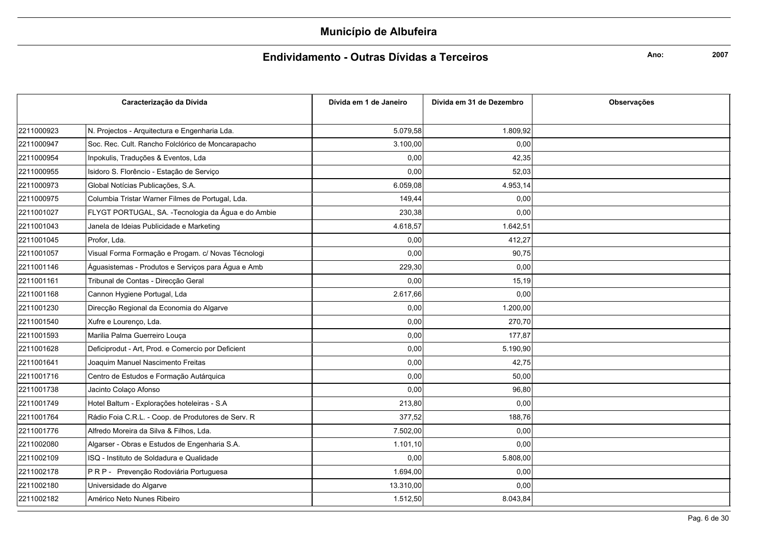# Município de Albufeira

## Endividamento - Outras Dívidas a Terceiros

**Ano:** **2007**

| Caracterização da Dívida | | Dívida em 1 de Janeiro | Dívida em 31 de Dezembro | Observações |
|---|---|---|---|---|
| 2211000923 | N. Projectos - Arquitectura e Engenharia Lda. | 5.079,58 | 1.809,92 | |
| 2211000947 | Soc. Rec. Cult. Rancho Folclórico de Moncarapacho | 3.100,00 | 0,00 | |
| 2211000954 | Inpokulis, Traduções & Eventos, Lda | 0,00 | 42,35 | |
| 2211000955 | Isidoro S. Florêncio - Estação de Serviço | 0,00 | 52,03 | |
| 2211000973 | Global Notícias Publicações, S.A. | 6.059,08 | 4.953,14 | |
| 2211000975 | Columbia Tristar Warner Filmes de Portugal, Lda. | 149,44 | 0,00 | |
| 2211001027 | FLYGT PORTUGAL, SA. -Tecnologia da Água e do Ambie | 230,38 | 0,00 | |
| 2211001043 | Janela de Ideias Publicidade e Marketing | 4.618,57 | 1.642,51 | |
| 2211001045 | Profor, Lda. | 0,00 | 412,27 | |
| 2211001057 | Visual Forma Formação e Progam. c/ Novas Técnologi | 0,00 | 90,75 | |
| 2211001146 | Águasistemas - Produtos e Serviços para Água e Amb | 229,30 | 0,00 | |
| 2211001161 | Tribunal de Contas - Direcção Geral | 0,00 | 15,19 | |
| 2211001168 | Cannon Hygiene Portugal, Lda | 2.617,66 | 0,00 | |
| 2211001230 | Direcção Regional da Economia do Algarve | 0,00 | 1.200,00 | |
| 2211001540 | Xufre e Lourenço, Lda. | 0,00 | 270,70 | |
| 2211001593 | Marilia Palma Guerreiro Louça | 0,00 | 177,87 | |
| 2211001628 | Deficiprodut - Art, Prod. e Comercio por Deficient | 0,00 | 5.190,90 | |
| 2211001641 | Joaquim Manuel Nascimento Freitas | 0,00 | 42,75 | |
| 2211001716 | Centro de Estudos e Formação Autárquica | 0,00 | 50,00 | |
| 2211001738 | Jacinto Colaço Afonso | 0,00 | 96,80 | |
| 2211001749 | Hotel Baltum - Explorações hoteleiras - S.A | 213,80 | 0,00 | |
| 2211001764 | Rádio Foia C.R.L. - Coop. de Produtores de Serv. R | 377,52 | 188,76 | |
| 2211001776 | Alfredo Moreira da Silva & Filhos, Lda. | 7.502,00 | 0,00 | |
| 2211002080 | Algarser - Obras e Estudos de Engenharia S.A. | 1.101,10 | 0,00 | |
| 2211002109 | ISQ - Instituto de Soldadura e Qualidade | 0,00 | 5.808,00 | |
| 2211002178 | P R P - Prevenção Rodoviária Portuguesa | 1.694,00 | 0,00 | |
| 2211002180 | Universidade do Algarve | 13.310,00 | 0,00 | |
| 2211002182 | Américo Neto Nunes Ribeiro | 1.512,50 | 8.043,84 | |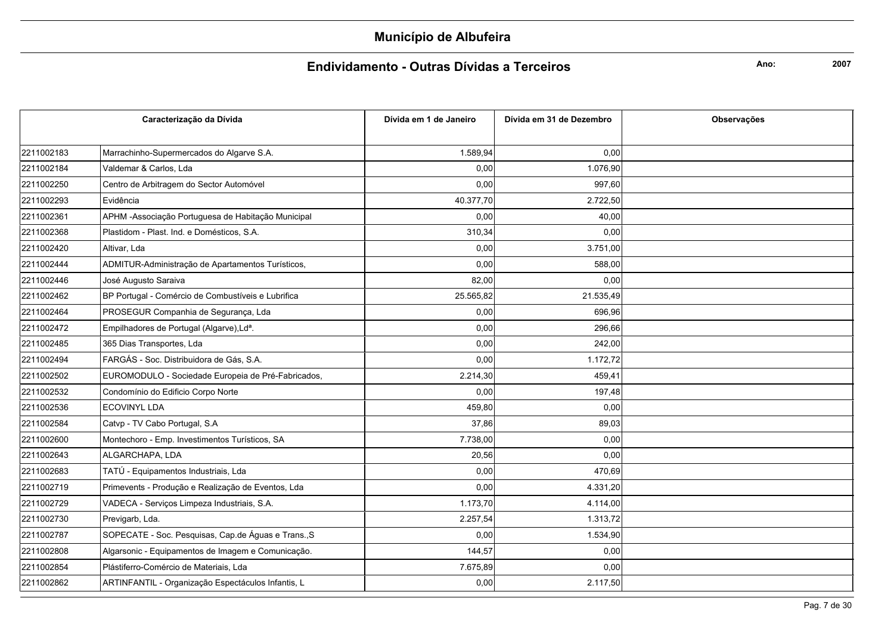# Município de Albufeira

## Endividamento - Outras Dívidas a Terceiros

**Ano:** 2007

| Caracterização da Dívida | | Dívida em 1 de Janeiro | Dívida em 31 de Dezembro | Observações |
|---|---|---|---|---|
| 2211002183 | Marrachinho-Supermercados do Algarve S.A. | 1.589,94 | 0,00 | |
| 2211002184 | Valdemar & Carlos, Lda | 0,00 | 1.076,90 | |
| 2211002250 | Centro de Arbitragem do Sector Automóvel | 0,00 | 997,60 | |
| 2211002293 | Evidência | 40.377,70 | 2.722,50 | |
| 2211002361 | APHM -Associação Portuguesa de Habitação Municipal | 0,00 | 40,00 | |
| 2211002368 | Plastidom - Plast. Ind. e Domésticos, S.A. | 310,34 | 0,00 | |
| 2211002420 | Altivar, Lda | 0,00 | 3.751,00 | |
| 2211002444 | ADMITUR-Administração de Apartamentos Turísticos, | 0,00 | 588,00 | |
| 2211002446 | José Augusto Saraiva | 82,00 | 0,00 | |
| 2211002462 | BP Portugal - Comércio de Combustíveis e Lubrifica | 25.565,82 | 21.535,49 | |
| 2211002464 | PROSEGUR Companhia de Segurança, Lda | 0,00 | 696,96 | |
| 2211002472 | Empilhadores de Portugal (Algarve),Ldª. | 0,00 | 296,66 | |
| 2211002485 | 365 Dias Transportes, Lda | 0,00 | 242,00 | |
| 2211002494 | FARGÁS - Soc. Distribuidora de Gás, S.A. | 0,00 | 1.172,72 | |
| 2211002502 | EUROMODULO - Sociedade Europeia de Pré-Fabricados, | 2.214,30 | 459,41 | |
| 2211002532 | Condomínio do Edificio Corpo Norte | 0,00 | 197,48 | |
| 2211002536 | ECOVINYL LDA | 459,80 | 0,00 | |
| 2211002584 | Catvp - TV Cabo Portugal, S.A | 37,86 | 89,03 | |
| 2211002600 | Montechoro - Emp. Investimentos Turísticos, SA | 7.738,00 | 0,00 | |
| 2211002643 | ALGARCHAPA, LDA | 20,56 | 0,00 | |
| 2211002683 | TATÚ - Equipamentos Industriais, Lda | 0,00 | 470,69 | |
| 2211002719 | Primevents - Produção e Realização de Eventos, Lda | 0,00 | 4.331,20 | |
| 2211002729 | VADECA - Serviços Limpeza Industriais, S.A. | 1.173,70 | 4.114,00 | |
| 2211002730 | Previgarb, Lda. | 2.257,54 | 1.313,72 | |
| 2211002787 | SOPECATE - Soc. Pesquisas, Cap.de Águas e Trans.,S | 0,00 | 1.534,90 | |
| 2211002808 | Algarsonic - Equipamentos de Imagem e Comunicação. | 144,57 | 0,00 | |
| 2211002854 | Plástiferro-Comércio de Materiais, Lda | 7.675,89 | 0,00 | |
| 2211002862 | ARTINFANTIL - Organização Espectáculos Infantis, L | 0,00 | 2.117,50 | |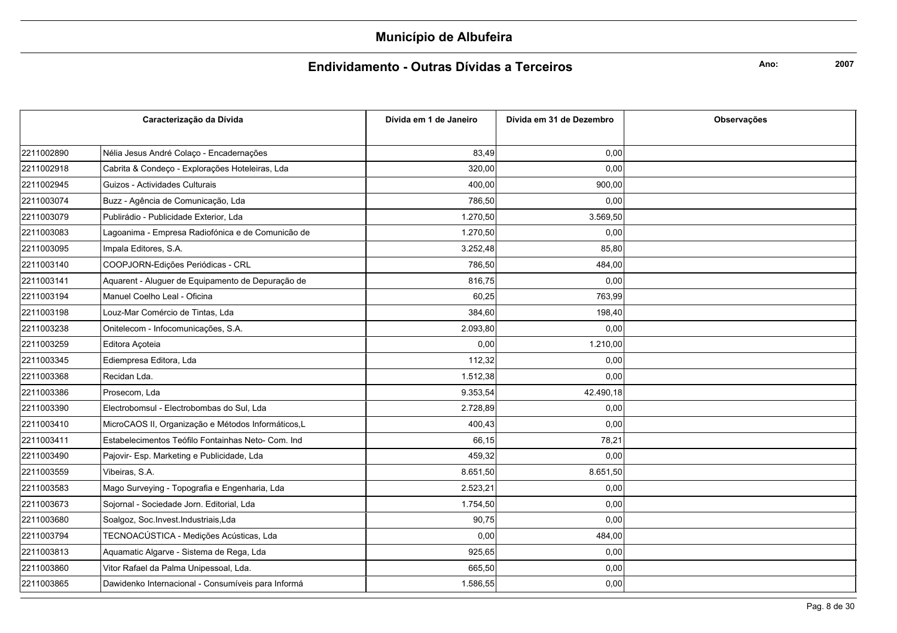# Município de Albufeira

## Endividamento - Outras Dívidas a Terceiros

**Ano:** 2007

| Caracterização da Dívida | | Dívida em 1 de Janeiro | Dívida em 31 de Dezembro | Observações |
|---|---|---|---|---|
| 2211002890 | Nélia Jesus André Colaço - Encadernações | 83,49 | 0,00 | |
| 2211002918 | Cabrita & Condeço - Explorações Hoteleiras, Lda | 320,00 | 0,00 | |
| 2211002945 | Guizos - Actividades Culturais | 400,00 | 900,00 | |
| 2211003074 | Buzz - Agência de Comunicação, Lda | 786,50 | 0,00 | |
| 2211003079 | Publirádio - Publicidade Exterior, Lda | 1.270,50 | 3.569,50 | |
| 2211003083 | Lagoanima - Empresa Radiofónica e de Comunicão de | 1.270,50 | 0,00 | |
| 2211003095 | Impala Editores, S.A. | 3.252,48 | 85,80 | |
| 2211003140 | COOPJORN-Edições Periódicas - CRL | 786,50 | 484,00 | |
| 2211003141 | Aquarent - Aluguer de Equipamento de Depuração de | 816,75 | 0,00 | |
| 2211003194 | Manuel Coelho Leal - Oficina | 60,25 | 763,99 | |
| 2211003198 | Louz-Mar Comércio de Tintas, Lda | 384,60 | 198,40 | |
| 2211003238 | Onitelecom - Infocomunicações, S.A. | 2.093,80 | 0,00 | |
| 2211003259 | Editora Açoteia | 0,00 | 1.210,00 | |
| 2211003345 | Ediempresa Editora, Lda | 112,32 | 0,00 | |
| 2211003368 | Recidan Lda. | 1.512,38 | 0,00 | |
| 2211003386 | Prosecom, Lda | 9.353,54 | 42.490,18 | |
| 2211003390 | Electrobomsul - Electrobombas do Sul, Lda | 2.728,89 | 0,00 | |
| 2211003410 | MicroCAOS II, Organização e Métodos Informáticos,L | 400,43 | 0,00 | |
| 2211003411 | Estabelecimentos Teófilo Fontainhas Neto- Com. Ind | 66,15 | 78,21 | |
| 2211003490 | Pajovir- Esp. Marketing e Publicidade, Lda | 459,32 | 0,00 | |
| 2211003559 | Vibeiras, S.A. | 8.651,50 | 8.651,50 | |
| 2211003583 | Mago Surveying - Topografia e Engenharia, Lda | 2.523,21 | 0,00 | |
| 2211003673 | Sojornal - Sociedade Jorn. Editorial, Lda | 1.754,50 | 0,00 | |
| 2211003680 | Soalgoz, Soc.Invest.Industriais,Lda | 90,75 | 0,00 | |
| 2211003794 | TECNOACÚSTICA - Medições Acústicas, Lda | 0,00 | 484,00 | |
| 2211003813 | Aquamatic Algarve - Sistema de Rega, Lda | 925,65 | 0,00 | |
| 2211003860 | Vitor Rafael da Palma Unipessoal, Lda. | 665,50 | 0,00 | |
| 2211003865 | Dawidenko Internacional - Consumíveis para Informá | 1.586,55 | 0,00 | |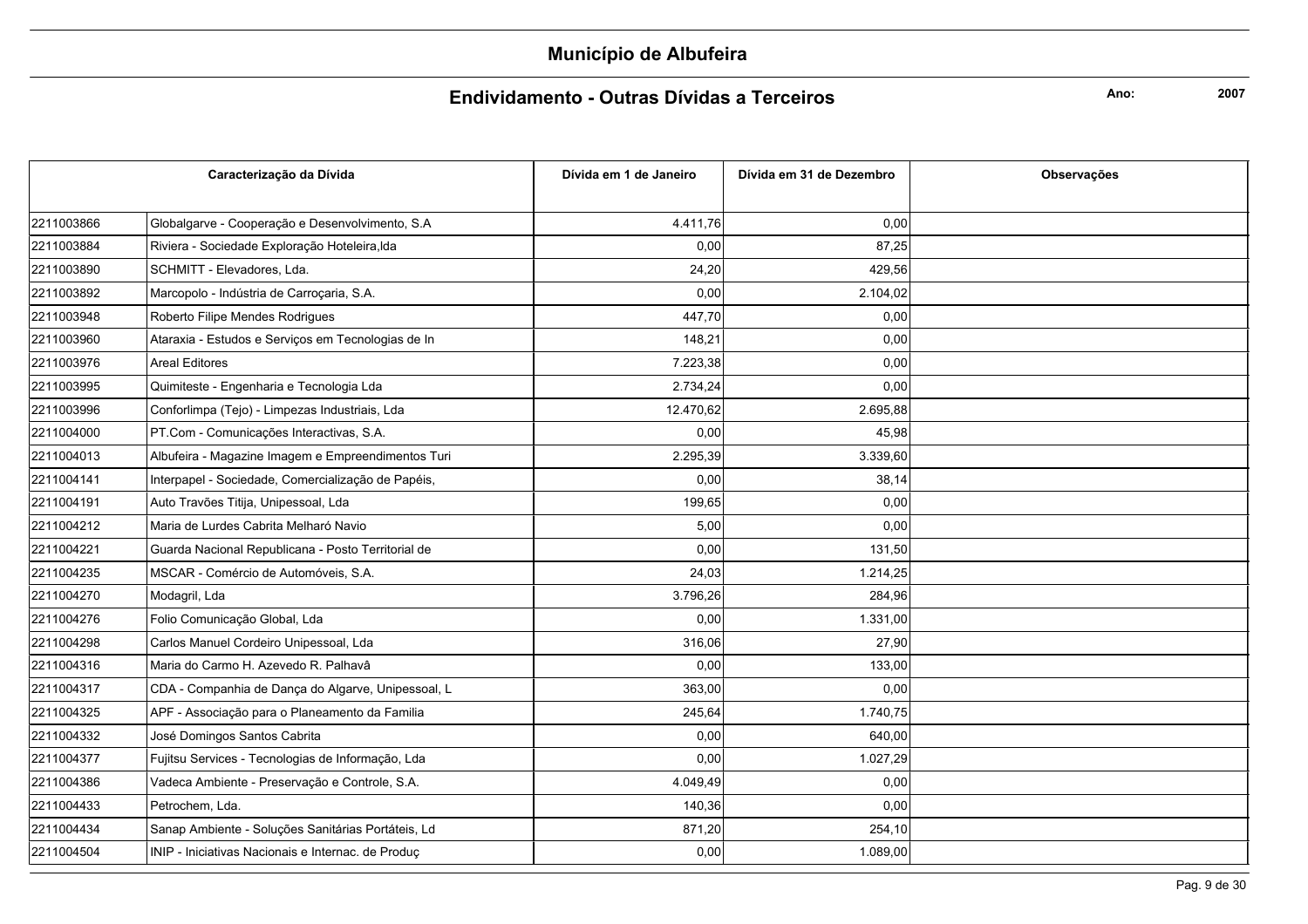# Município de Albufeira

## Endividamento - Outras Dívidas a Terceiros

**Ano:** 2007

| Caracterização da Dívida | | Dívida em 1 de Janeiro | Dívida em 31 de Dezembro | Observações |
|---|---|---|---|---|
| 2211003866 | Globalgarve - Cooperação e Desenvolvimento, S.A | 4.411,76 | 0,00 | |
| 2211003884 | Riviera - Sociedade Exploração Hoteleira,lda | 0,00 | 87,25 | |
| 2211003890 | SCHMITT - Elevadores, Lda. | 24,20 | 429,56 | |
| 2211003892 | Marcopolo - Indústria de Carroçaria, S.A. | 0,00 | 2.104,02 | |
| 2211003948 | Roberto Filipe Mendes Rodrigues | 447,70 | 0,00 | |
| 2211003960 | Ataraxia - Estudos e Serviços em Tecnologias de In | 148,21 | 0,00 | |
| 2211003976 | Areal Editores | 7.223,38 | 0,00 | |
| 2211003995 | Quimiteste - Engenharia e Tecnologia Lda | 2.734,24 | 0,00 | |
| 2211003996 | Conforlimpa (Tejo) - Limpezas Industriais, Lda | 12.470,62 | 2.695,88 | |
| 2211004000 | PT.Com - Comunicações Interactivas, S.A. | 0,00 | 45,98 | |
| 2211004013 | Albufeira - Magazine Imagem e Empreendimentos Turi | 2.295,39 | 3.339,60 | |
| 2211004141 | Interpapel - Sociedade, Comercialização de Papéis, | 0,00 | 38,14 | |
| 2211004191 | Auto Travões Titija, Unipessoal, Lda | 199,65 | 0,00 | |
| 2211004212 | Maria de Lurdes Cabrita Melharó Navio | 5,00 | 0,00 | |
| 2211004221 | Guarda Nacional Republicana - Posto Territorial de | 0,00 | 131,50 | |
| 2211004235 | MSCAR - Comércio de Automóveis, S.A. | 24,03 | 1.214,25 | |
| 2211004270 | Modagril, Lda | 3.796,26 | 284,96 | |
| 2211004276 | Folio Comunicação Global, Lda | 0,00 | 1.331,00 | |
| 2211004298 | Carlos Manuel Cordeiro Unipessoal, Lda | 316,06 | 27,90 | |
| 2211004316 | Maria do Carmo H. Azevedo R. Palhavâ | 0,00 | 133,00 | |
| 2211004317 | CDA - Companhia de Dança do Algarve, Unipessoal, L | 363,00 | 0,00 | |
| 2211004325 | APF - Associação para o Planeamento da Familia | 245,64 | 1.740,75 | |
| 2211004332 | José Domingos Santos Cabrita | 0,00 | 640,00 | |
| 2211004377 | Fujitsu Services - Tecnologias de Informação, Lda | 0,00 | 1.027,29 | |
| 2211004386 | Vadeca Ambiente - Preservação e Controle, S.A. | 4.049,49 | 0,00 | |
| 2211004433 | Petrochem, Lda. | 140,36 | 0,00 | |
| 2211004434 | Sanap Ambiente - Soluções Sanitárias Portáteis, Ld | 871,20 | 254,10 | |
| 2211004504 | INIP - Iniciativas Nacionais e Internac. de Produç | 0,00 | 1.089,00 | |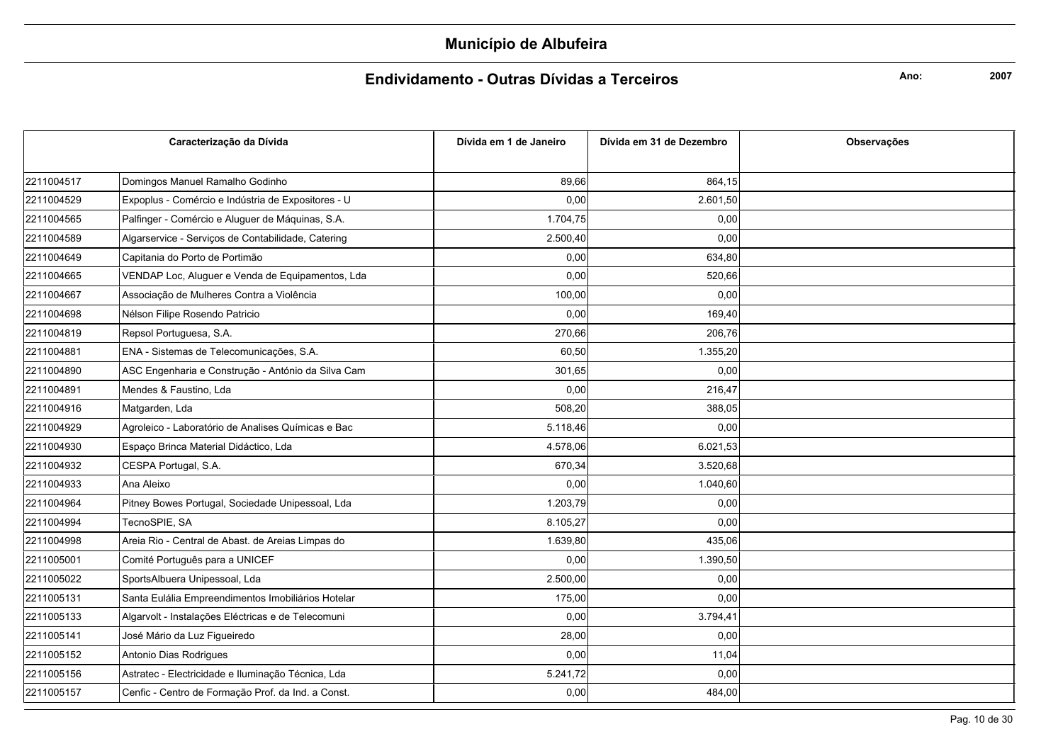# Município de Albufeira

## Endividamento - Outras Dívidas a Terceiros

**Ano:** 2007

| Caracterização da Dívida | | Dívida em 1 de Janeiro | Dívida em 31 de Dezembro | Observações |
|---|---|---|---|---|
| 2211004517 | Domingos Manuel Ramalho Godinho | 89,66 | 864,15 | |
| 2211004529 | Expoplus - Comércio e Indústria de Expositores - U | 0,00 | 2.601,50 | |
| 2211004565 | Palfinger - Comércio e Aluguer de Máquinas, S.A. | 1.704,75 | 0,00 | |
| 2211004589 | Algarservice - Serviços de Contabilidade, Catering | 2.500,40 | 0,00 | |
| 2211004649 | Capitania do Porto de Portimão | 0,00 | 634,80 | |
| 2211004665 | VENDAP Loc, Aluguer e Venda de Equipamentos, Lda | 0,00 | 520,66 | |
| 2211004667 | Associação de Mulheres Contra a Violência | 100,00 | 0,00 | |
| 2211004698 | Nélson Filipe Rosendo Patricio | 0,00 | 169,40 | |
| 2211004819 | Repsol Portuguesa, S.A. | 270,66 | 206,76 | |
| 2211004881 | ENA - Sistemas de Telecomunicações, S.A. | 60,50 | 1.355,20 | |
| 2211004890 | ASC Engenharia e Construção - António da Silva Cam | 301,65 | 0,00 | |
| 2211004891 | Mendes & Faustino, Lda | 0,00 | 216,47 | |
| 2211004916 | Matgarden, Lda | 508,20 | 388,05 | |
| 2211004929 | Agroleico - Laboratório de Analises Químicas e Bac | 5.118,46 | 0,00 | |
| 2211004930 | Espaço Brinca Material Didáctico, Lda | 4.578,06 | 6.021,53 | |
| 2211004932 | CESPA Portugal, S.A. | 670,34 | 3.520,68 | |
| 2211004933 | Ana Aleixo | 0,00 | 1.040,60 | |
| 2211004964 | Pitney Bowes Portugal, Sociedade Unipessoal, Lda | 1.203,79 | 0,00 | |
| 2211004994 | TecnoSPIE, SA | 8.105,27 | 0,00 | |
| 2211004998 | Areia Rio - Central de Abast. de Areias Limpas do | 1.639,80 | 435,06 | |
| 2211005001 | Comité Português para a UNICEF | 0,00 | 1.390,50 | |
| 2211005022 | SportsAlbuera Unipessoal, Lda | 2.500,00 | 0,00 | |
| 2211005131 | Santa Eulália Empreendimentos Imobiliários Hotelar | 175,00 | 0,00 | |
| 2211005133 | Algarvolt - Instalações Eléctricas e de Telecomuni | 0,00 | 3.794,41 | |
| 2211005141 | José Mário da Luz Figueiredo | 28,00 | 0,00 | |
| 2211005152 | Antonio Dias Rodrigues | 0,00 | 11,04 | |
| 2211005156 | Astratec - Electricidade e Iluminação Técnica, Lda | 5.241,72 | 0,00 | |
| 2211005157 | Cenfic - Centro de Formação Prof. da Ind. a Const. | 0,00 | 484,00 | |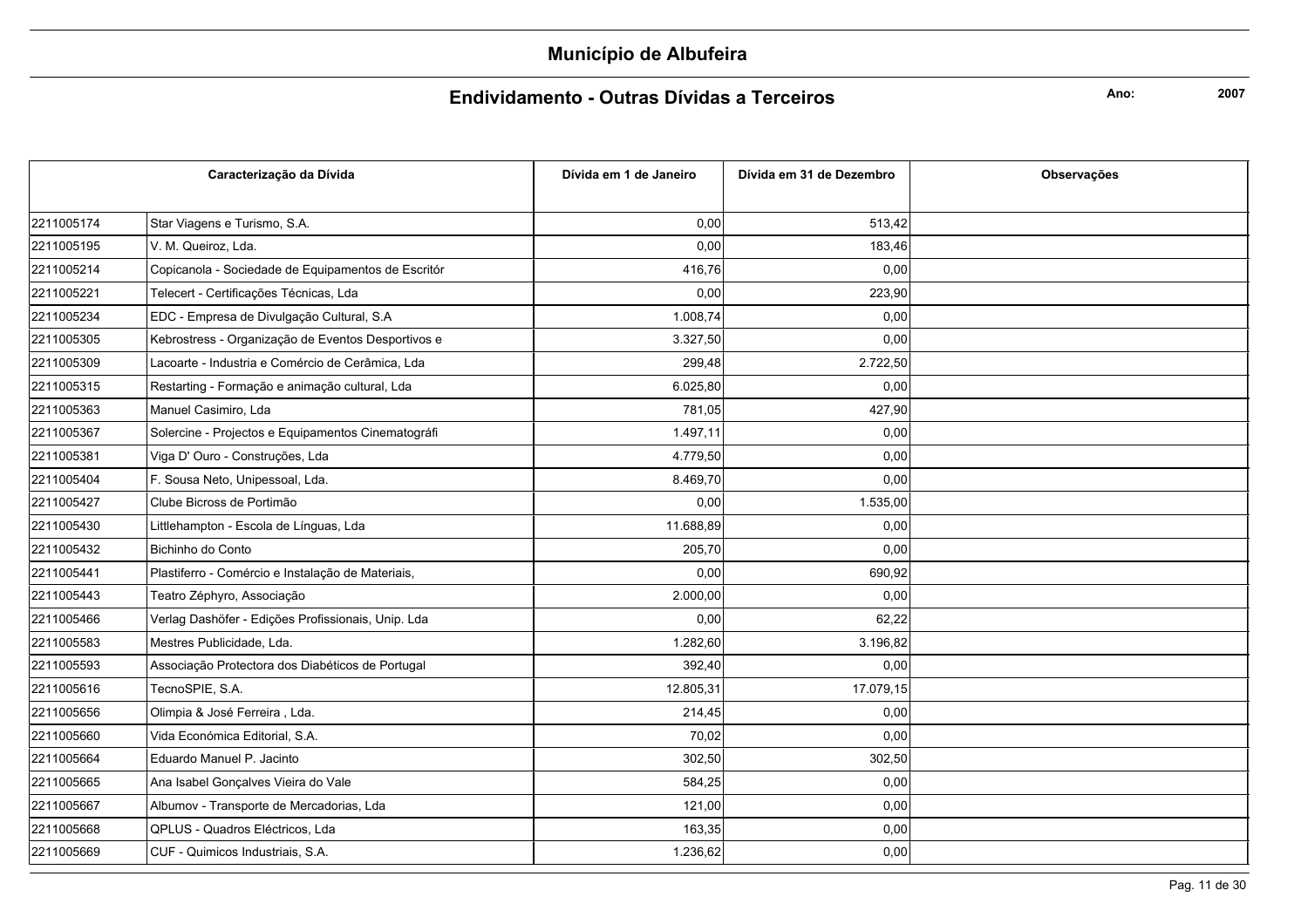# Município de Albufeira

## Endividamento - Outras Dívidas a Terceiros

**Ano:** 2007

| Caracterização da Dívida | | Dívida em 1 de Janeiro | Dívida em 31 de Dezembro | Observações |
|---|---|---|---|---|
| 2211005174 | Star Viagens e Turismo, S.A. | 0,00 | 513,42 | |
| 2211005195 | V. M. Queiroz, Lda. | 0,00 | 183,46 | |
| 2211005214 | Copicanola - Sociedade de Equipamentos de Escritór | 416,76 | 0,00 | |
| 2211005221 | Telecert - Certificações Técnicas, Lda | 0,00 | 223,90 | |
| 2211005234 | EDC - Empresa de Divulgação Cultural, S.A | 1.008,74 | 0,00 | |
| 2211005305 | Kebrostress - Organização de Eventos Desportivos e | 3.327,50 | 0,00 | |
| 2211005309 | Lacoarte - Industria e Comércio de Cerâmica, Lda | 299,48 | 2.722,50 | |
| 2211005315 | Restarting - Formação e animação cultural, Lda | 6.025,80 | 0,00 | |
| 2211005363 | Manuel Casimiro, Lda | 781,05 | 427,90 | |
| 2211005367 | Solercine - Projectos e Equipamentos Cinematográfi | 1.497,11 | 0,00 | |
| 2211005381 | Viga D' Ouro - Construções, Lda | 4.779,50 | 0,00 | |
| 2211005404 | F. Sousa Neto, Unipessoal, Lda. | 8.469,70 | 0,00 | |
| 2211005427 | Clube Bicross de Portimão | 0,00 | 1.535,00 | |
| 2211005430 | Littlehampton - Escola de Línguas, Lda | 11.688,89 | 0,00 | |
| 2211005432 | Bichinho do Conto | 205,70 | 0,00 | |
| 2211005441 | Plastiferro - Comércio e Instalação de Materiais, | 0,00 | 690,92 | |
| 2211005443 | Teatro Zéphyro, Associação | 2.000,00 | 0,00 | |
| 2211005466 | Verlag Dashöfer - Edições Profissionais, Unip. Lda | 0,00 | 62,22 | |
| 2211005583 | Mestres Publicidade, Lda. | 1.282,60 | 3.196,82 | |
| 2211005593 | Associação Protectora dos Diabéticos de Portugal | 392,40 | 0,00 | |
| 2211005616 | TecnoSPIE, S.A. | 12.805,31 | 17.079,15 | |
| 2211005656 | Olimpia & José Ferreira , Lda. | 214,45 | 0,00 | |
| 2211005660 | Vida Económica Editorial, S.A. | 70,02 | 0,00 | |
| 2211005664 | Eduardo Manuel P. Jacinto | 302,50 | 302,50 | |
| 2211005665 | Ana Isabel Gonçalves Vieira do Vale | 584,25 | 0,00 | |
| 2211005667 | Albumov - Transporte de Mercadorias, Lda | 121,00 | 0,00 | |
| 2211005668 | QPLUS - Quadros Eléctricos, Lda | 163,35 | 0,00 | |
| 2211005669 | CUF - Quimicos Industriais, S.A. | 1.236,62 | 0,00 | |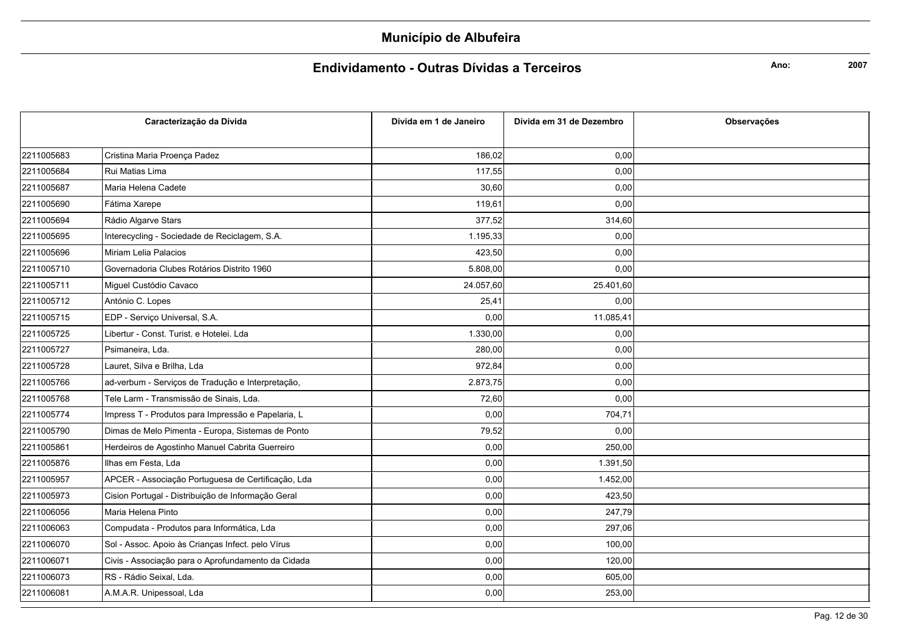# Município de Albufeira

## Endividamento - Outras Dívidas a Terceiros

**Ano:** **2007**

| Caracterização da Dívida | | Dívida em 1 de Janeiro | Dívida em 31 de Dezembro | Observações |
|---|---|---|---|---|
| 2211005683 | Cristina Maria Proença Padez | 186,02 | 0,00 | |
| 2211005684 | Rui Matias Lima | 117,55 | 0,00 | |
| 2211005687 | Maria Helena Cadete | 30,60 | 0,00 | |
| 2211005690 | Fátima Xarepe | 119,61 | 0,00 | |
| 2211005694 | Rádio Algarve Stars | 377,52 | 314,60 | |
| 2211005695 | Interecycling - Sociedade de Reciclagem, S.A. | 1.195,33 | 0,00 | |
| 2211005696 | Miriam Lelia Palacios | 423,50 | 0,00 | |
| 2211005710 | Governadoria Clubes Rotários Distrito 1960 | 5.808,00 | 0,00 | |
| 2211005711 | Miguel Custódio Cavaco | 24.057,60 | 25.401,60 | |
| 2211005712 | António C. Lopes | 25,41 | 0,00 | |
| 2211005715 | EDP - Serviço Universal, S.A. | 0,00 | 11.085,41 | |
| 2211005725 | Libertur - Const. Turist. e Hotelei. Lda | 1.330,00 | 0,00 | |
| 2211005727 | Psimaneira, Lda. | 280,00 | 0,00 | |
| 2211005728 | Lauret, Silva e Brilha, Lda | 972,84 | 0,00 | |
| 2211005766 | ad-verbum - Serviços de Tradução e Interpretação, | 2.873,75 | 0,00 | |
| 2211005768 | Tele Larm - Transmissão de Sinais, Lda. | 72,60 | 0,00 | |
| 2211005774 | Impress T - Produtos para Impressão e Papelaria, L | 0,00 | 704,71 | |
| 2211005790 | Dimas de Melo Pimenta - Europa, Sistemas de Ponto | 79,52 | 0,00 | |
| 2211005861 | Herdeiros de Agostinho Manuel Cabrita Guerreiro | 0,00 | 250,00 | |
| 2211005876 | Ilhas em Festa, Lda | 0,00 | 1.391,50 | |
| 2211005957 | APCER - Associação Portuguesa de Certificação, Lda | 0,00 | 1.452,00 | |
| 2211005973 | Cision Portugal - Distribuição de Informação Geral | 0,00 | 423,50 | |
| 2211006056 | Maria Helena Pinto | 0,00 | 247,79 | |
| 2211006063 | Compudata - Produtos para Informática, Lda | 0,00 | 297,06 | |
| 2211006070 | Sol - Assoc. Apoio às Crianças Infect. pelo Vírus | 0,00 | 100,00 | |
| 2211006071 | Civis - Associação para o Aprofundamento da Cidada | 0,00 | 120,00 | |
| 2211006073 | RS - Rádio Seixal, Lda. | 0,00 | 605,00 | |
| 2211006081 | A.M.A.R. Unipessoal, Lda | 0,00 | 253,00 | |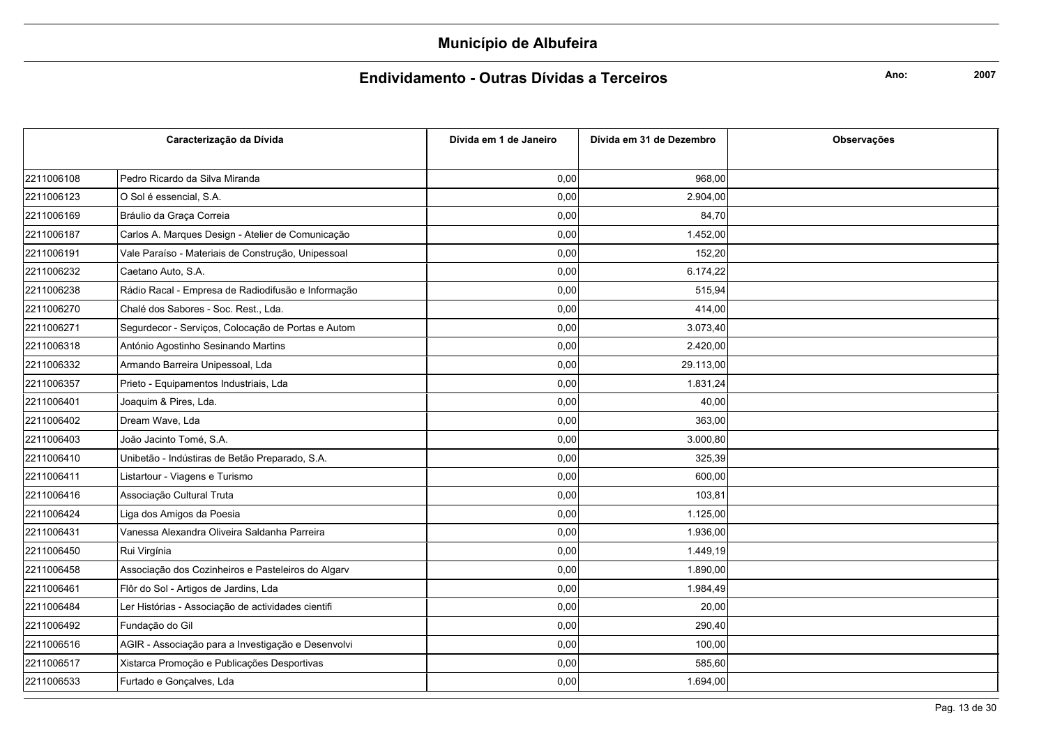# Município de Albufeira

## Endividamento - Outras Dívidas a Terceiros

**Ano:** 2007

| Caracterização da Dívida | | Dívida em 1 de Janeiro | Dívida em 31 de Dezembro | Observações |
|---|---|---|---|---|
| 2211006108 | Pedro Ricardo da Silva Miranda | 0,00 | 968,00 | |
| 2211006123 | O Sol é essencial, S.A. | 0,00 | 2.904,00 | |
| 2211006169 | Bráulio da Graça Correia | 0,00 | 84,70 | |
| 2211006187 | Carlos A. Marques Design - Atelier de Comunicação | 0,00 | 1.452,00 | |
| 2211006191 | Vale Paraíso - Materiais de Construção, Unipessoal | 0,00 | 152,20 | |
| 2211006232 | Caetano Auto, S.A. | 0,00 | 6.174,22 | |
| 2211006238 | Rádio Racal - Empresa de Radiodifusão e Informação | 0,00 | 515,94 | |
| 2211006270 | Chalé dos Sabores - Soc. Rest., Lda. | 0,00 | 414,00 | |
| 2211006271 | Segurdecor - Serviços, Colocação de Portas e Autom | 0,00 | 3.073,40 | |
| 2211006318 | António Agostinho Sesinando Martins | 0,00 | 2.420,00 | |
| 2211006332 | Armando Barreira Unipessoal, Lda | 0,00 | 29.113,00 | |
| 2211006357 | Prieto - Equipamentos Industriais, Lda | 0,00 | 1.831,24 | |
| 2211006401 | Joaquim & Pires, Lda. | 0,00 | 40,00 | |
| 2211006402 | Dream Wave, Lda | 0,00 | 363,00 | |
| 2211006403 | João Jacinto Tomé, S.A. | 0,00 | 3.000,80 | |
| 2211006410 | Unibetão - Indústiras de Betão Preparado, S.A. | 0,00 | 325,39 | |
| 2211006411 | Listartour - Viagens e Turismo | 0,00 | 600,00 | |
| 2211006416 | Associação Cultural Truta | 0,00 | 103,81 | |
| 2211006424 | Liga dos Amigos da Poesia | 0,00 | 1.125,00 | |
| 2211006431 | Vanessa Alexandra Oliveira Saldanha Parreira | 0,00 | 1.936,00 | |
| 2211006450 | Rui Virgínia | 0,00 | 1.449,19 | |
| 2211006458 | Associação dos Cozinheiros e Pasteleiros do Algarv | 0,00 | 1.890,00 | |
| 2211006461 | Flôr do Sol - Artigos de Jardins, Lda | 0,00 | 1.984,49 | |
| 2211006484 | Ler Histórias - Associação de actividades cientifi | 0,00 | 20,00 | |
| 2211006492 | Fundação do Gil | 0,00 | 290,40 | |
| 2211006516 | AGIR - Associação para a Investigação e Desenvolvi | 0,00 | 100,00 | |
| 2211006517 | Xistarca Promoção e Publicações Desportivas | 0,00 | 585,60 | |
| 2211006533 | Furtado e Gonçalves, Lda | 0,00 | 1.694,00 | |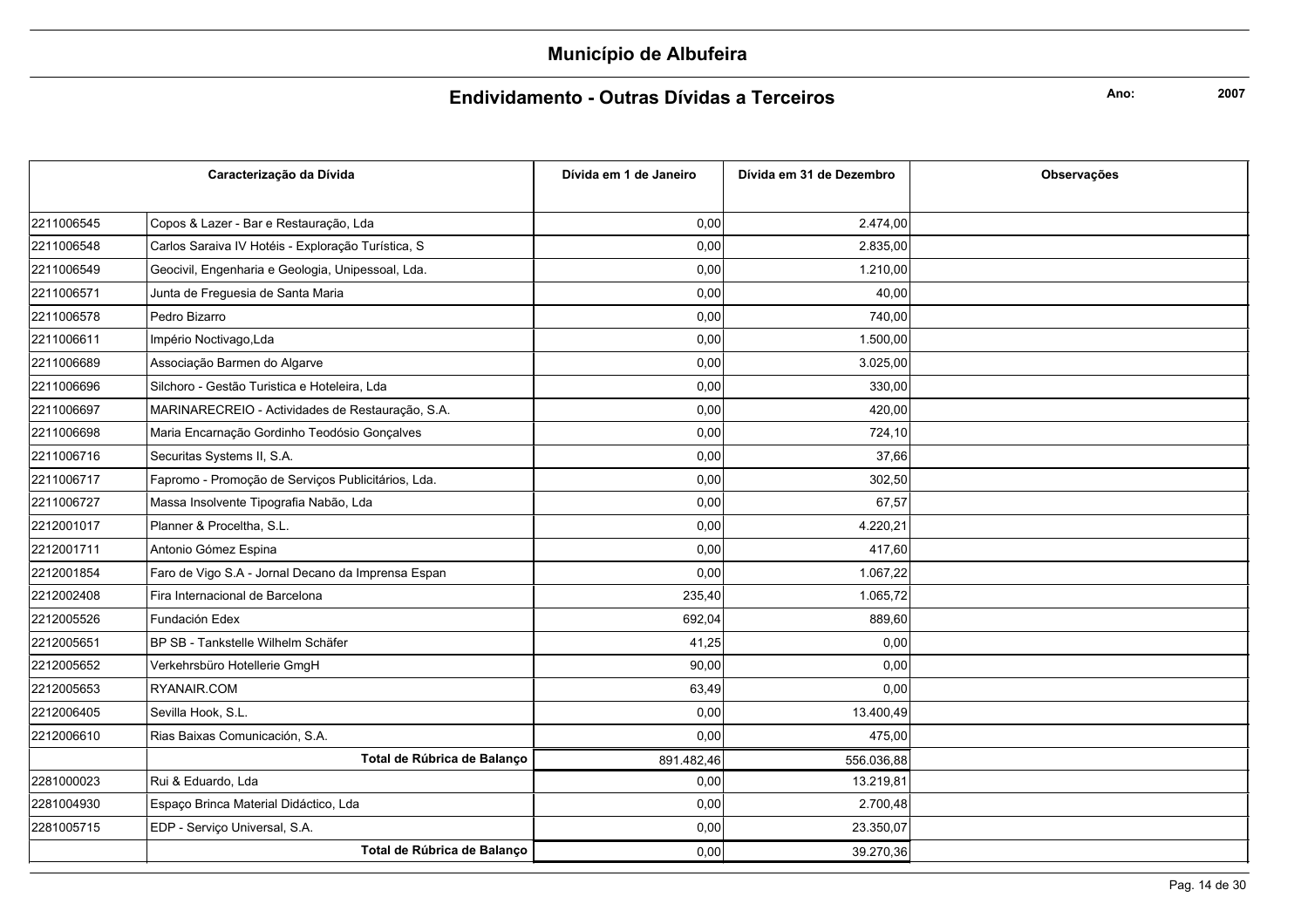# Município de Albufeira

## Endividamento - Outras Dívidas a Terceiros

**Ano:** 2007

| Caracterização da Dívida | | Dívida em 1 de Janeiro | Dívida em 31 de Dezembro | Observações |
|---|---|---|---|---|
| 2211006545 | Copos & Lazer - Bar e Restauração, Lda | 0,00 | 2.474,00 | |
| 2211006548 | Carlos Saraiva IV Hotéis - Exploração Turística, S | 0,00 | 2.835,00 | |
| 2211006549 | Geocivil, Engenharia e Geologia, Unipessoal, Lda. | 0,00 | 1.210,00 | |
| 2211006571 | Junta de Freguesia de Santa Maria | 0,00 | 40,00 | |
| 2211006578 | Pedro Bizarro | 0,00 | 740,00 | |
| 2211006611 | Império Noctivago,Lda | 0,00 | 1.500,00 | |
| 2211006689 | Associação Barmen do Algarve | 0,00 | 3.025,00 | |
| 2211006696 | Silchoro - Gestão Turistica e Hoteleira, Lda | 0,00 | 330,00 | |
| 2211006697 | MARINARECREIO - Actividades de Restauração, S.A. | 0,00 | 420,00 | |
| 2211006698 | Maria Encarnação Gordinho Teodósio Gonçalves | 0,00 | 724,10 | |
| 2211006716 | Securitas Systems II, S.A. | 0,00 | 37,66 | |
| 2211006717 | Fapromo - Promoção de Serviços Publicitários, Lda. | 0,00 | 302,50 | |
| 2211006727 | Massa Insolvente Tipografia Nabão, Lda | 0,00 | 67,57 | |
| 2212001017 | Planner & Proceltha, S.L. | 0,00 | 4.220,21 | |
| 2212001711 | Antonio Gómez Espina | 0,00 | 417,60 | |
| 2212001854 | Faro de Vigo S.A - Jornal Decano da Imprensa Espan | 0,00 | 1.067,22 | |
| 2212002408 | Fira Internacional de Barcelona | 235,40 | 1.065,72 | |
| 2212005526 | Fundación Edex | 692,04 | 889,60 | |
| 2212005651 | BP SB - Tankstelle Wilhelm Schäfer | 41,25 | 0,00 | |
| 2212005652 | Verkehrsbüro Hotellerie GmgH | 90,00 | 0,00 | |
| 2212005653 | RYANAIR.COM | 63,49 | 0,00 | |
| 2212006405 | Sevilla Hook, S.L. | 0,00 | 13.400,49 | |
| 2212006610 | Rias Baixas Comunicación, S.A. | 0,00 | 475,00 | |
| | **Total de Rúbrica de Balanço** | 891.482,46 | 556.036,88 | |
| 2281000023 | Rui & Eduardo, Lda | 0,00 | 13.219,81 | |
| 2281004930 | Espaço Brinca Material Didáctico, Lda | 0,00 | 2.700,48 | |
| 2281005715 | EDP - Serviço Universal, S.A. | 0,00 | 23.350,07 | |
| | **Total de Rúbrica de Balanço** | 0,00 | 39.270,36 | |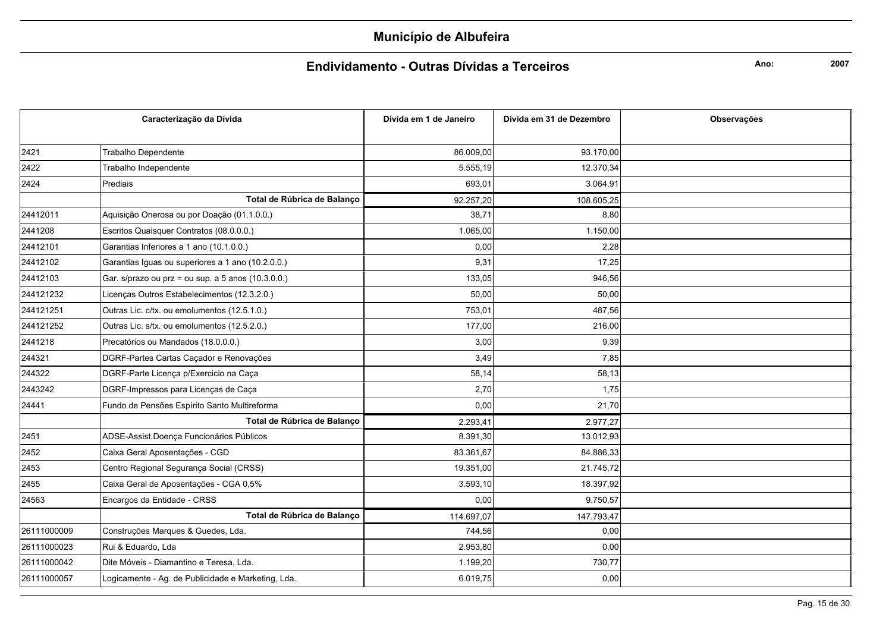# Município de Albufeira

## Endividamento - Outras Dívidas a Terceiros

**Ano:** **2007**

| Caracterização da Dívida | | Dívida em 1 de Janeiro | Dívida em 31 de Dezembro | Observações |
|---|---|---|---|---|
| 2421 | Trabalho Dependente | 86.009,00 | 93.170,00 | |
| 2422 | Trabalho Independente | 5.555,19 | 12.370,34 | |
| 2424 | Prediais | 693,01 | 3.064,91 | |
| | **Total de Rúbrica de Balanço** | 92.257,20 | 108.605,25 | |
| 24412011 | Aquisição Onerosa ou por Doação (01.1.0.0.) | 38,71 | 8,80 | |
| 2441208 | Escritos Quaisquer Contratos (08.0.0.0.) | 1.065,00 | 1.150,00 | |
| 24412101 | Garantias Inferiores a 1 ano (10.1.0.0.) | 0,00 | 2,28 | |
| 24412102 | Garantias Iguas ou superiores a 1 ano (10.2.0.0.) | 9,31 | 17,25 | |
| 24412103 | Gar. s/prazo ou prz = ou sup. a 5 anos (10.3.0.0.) | 133,05 | 946,56 | |
| 244121232 | Licenças Outros Estabelecimentos (12.3.2.0.) | 50,00 | 50,00 | |
| 244121251 | Outras Lic. c/tx. ou emolumentos (12.5.1.0.) | 753,01 | 487,56 | |
| 244121252 | Outras Lic. s/tx. ou emolumentos (12.5.2.0.) | 177,00 | 216,00 | |
| 2441218 | Precatórios ou Mandados (18.0.0.0.) | 3,00 | 9,39 | |
| 244321 | DGRF-Partes Cartas Caçador e Renovações | 3,49 | 7,85 | |
| 244322 | DGRF-Parte Licença p/Exercicio na Caça | 58,14 | 58,13 | |
| 2443242 | DGRF-Impressos para Licenças de Caça | 2,70 | 1,75 | |
| 24441 | Fundo de Pensões Espírito Santo Multireforma | 0,00 | 21,70 | |
| | **Total de Rúbrica de Balanço** | 2.293,41 | 2.977,27 | |
| 2451 | ADSE-Assist.Doença Funcionários Públicos | 8.391,30 | 13.012,93 | |
| 2452 | Caixa Geral Aposentações - CGD | 83.361,67 | 84.886,33 | |
| 2453 | Centro Regional Segurança Social (CRSS) | 19.351,00 | 21.745,72 | |
| 2455 | Caixa Geral de Aposentações - CGA 0,5% | 3.593,10 | 18.397,92 | |
| 24563 | Encargos da Entidade - CRSS | 0,00 | 9.750,57 | |
| | **Total de Rúbrica de Balanço** | 114.697,07 | 147.793,47 | |
| 26111000009 | Construções Marques & Guedes, Lda. | 744,56 | 0,00 | |
| 26111000023 | Rui & Eduardo, Lda | 2.953,80 | 0,00 | |
| 26111000042 | Dite Móveis - Diamantino e Teresa, Lda. | 1.199,20 | 730,77 | |
| 26111000057 | Logicamente - Ag. de Publicidade e Marketing, Lda. | 6.019,75 | 0,00 | |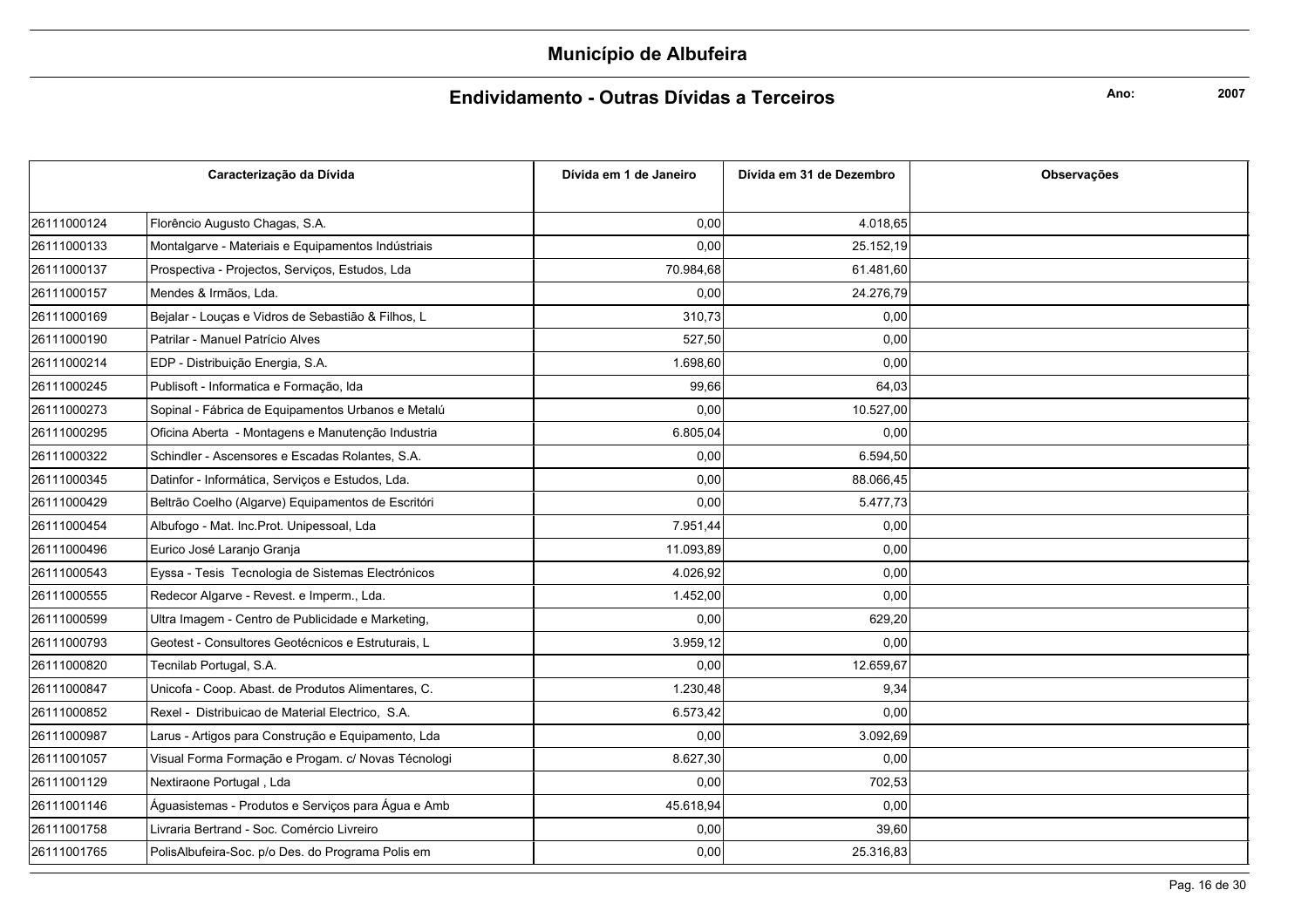# Município de Albufeira

## Endividamento - Outras Dívidas a Terceiros

**Ano:** **2007**

| Caracterização da Dívida | | Dívida em 1 de Janeiro | Dívida em 31 de Dezembro | Observações |
|---|---|---|---|---|
| 26111000124 | Florêncio Augusto Chagas, S.A. | 0,00 | 4.018,65 | |
| 26111000133 | Montalgarve - Materiais e Equipamentos Indústriais | 0,00 | 25.152,19 | |
| 26111000137 | Prospectiva - Projectos, Serviços, Estudos, Lda | 70.984,68 | 61.481,60 | |
| 26111000157 | Mendes & Irmãos, Lda. | 0,00 | 24.276,79 | |
| 26111000169 | Bejalar - Louças e Vidros de Sebastião & Filhos, L | 310,73 | 0,00 | |
| 26111000190 | Patrilar - Manuel Patrício Alves | 527,50 | 0,00 | |
| 26111000214 | EDP - Distribuição Energia, S.A. | 1.698,60 | 0,00 | |
| 26111000245 | Publisoft - Informatica e Formação, lda | 99,66 | 64,03 | |
| 26111000273 | Sopinal - Fábrica de Equipamentos Urbanos e Metalú | 0,00 | 10.527,00 | |
| 26111000295 | Oficina Aberta - Montagens e Manutenção Industria | 6.805,04 | 0,00 | |
| 26111000322 | Schindler - Ascensores e Escadas Rolantes, S.A. | 0,00 | 6.594,50 | |
| 26111000345 | Datinfor - Informática, Serviços e Estudos, Lda. | 0,00 | 88.066,45 | |
| 26111000429 | Beltrão Coelho (Algarve) Equipamentos de Escritóri | 0,00 | 5.477,73 | |
| 26111000454 | Albufogo - Mat. Inc.Prot. Unipessoal, Lda | 7.951,44 | 0,00 | |
| 26111000496 | Eurico José Laranjo Granja | 11.093,89 | 0,00 | |
| 26111000543 | Eyssa - Tesis Tecnologia de Sistemas Electrónicos | 4.026,92 | 0,00 | |
| 26111000555 | Redecor Algarve - Revest. e Imperm., Lda. | 1.452,00 | 0,00 | |
| 26111000599 | Ultra Imagem - Centro de Publicidade e Marketing, | 0,00 | 629,20 | |
| 26111000793 | Geotest - Consultores Geotécnicos e Estruturais, L | 3.959,12 | 0,00 | |
| 26111000820 | Tecnilab Portugal, S.A. | 0,00 | 12.659,67 | |
| 26111000847 | Unicofa - Coop. Abast. de Produtos Alimentares, C. | 1.230,48 | 9,34 | |
| 26111000852 | Rexel - Distribuicao de Material Electrico, S.A. | 6.573,42 | 0,00 | |
| 26111000987 | Larus - Artigos para Construção e Equipamento, Lda | 0,00 | 3.092,69 | |
| 26111001057 | Visual Forma Formação e Progam. c/ Novas Técnologi | 8.627,30 | 0,00 | |
| 26111001129 | Nextiraone Portugal , Lda | 0,00 | 702,53 | |
| 26111001146 | Águasistemas - Produtos e Serviços para Água e Amb | 45.618,94 | 0,00 | |
| 26111001758 | Livraria Bertrand - Soc. Comércio Livreiro | 0,00 | 39,60 | |
| 26111001765 | PolisAlbufeira-Soc. p/o Des. do Programa Polis em | 0,00 | 25.316,83 | |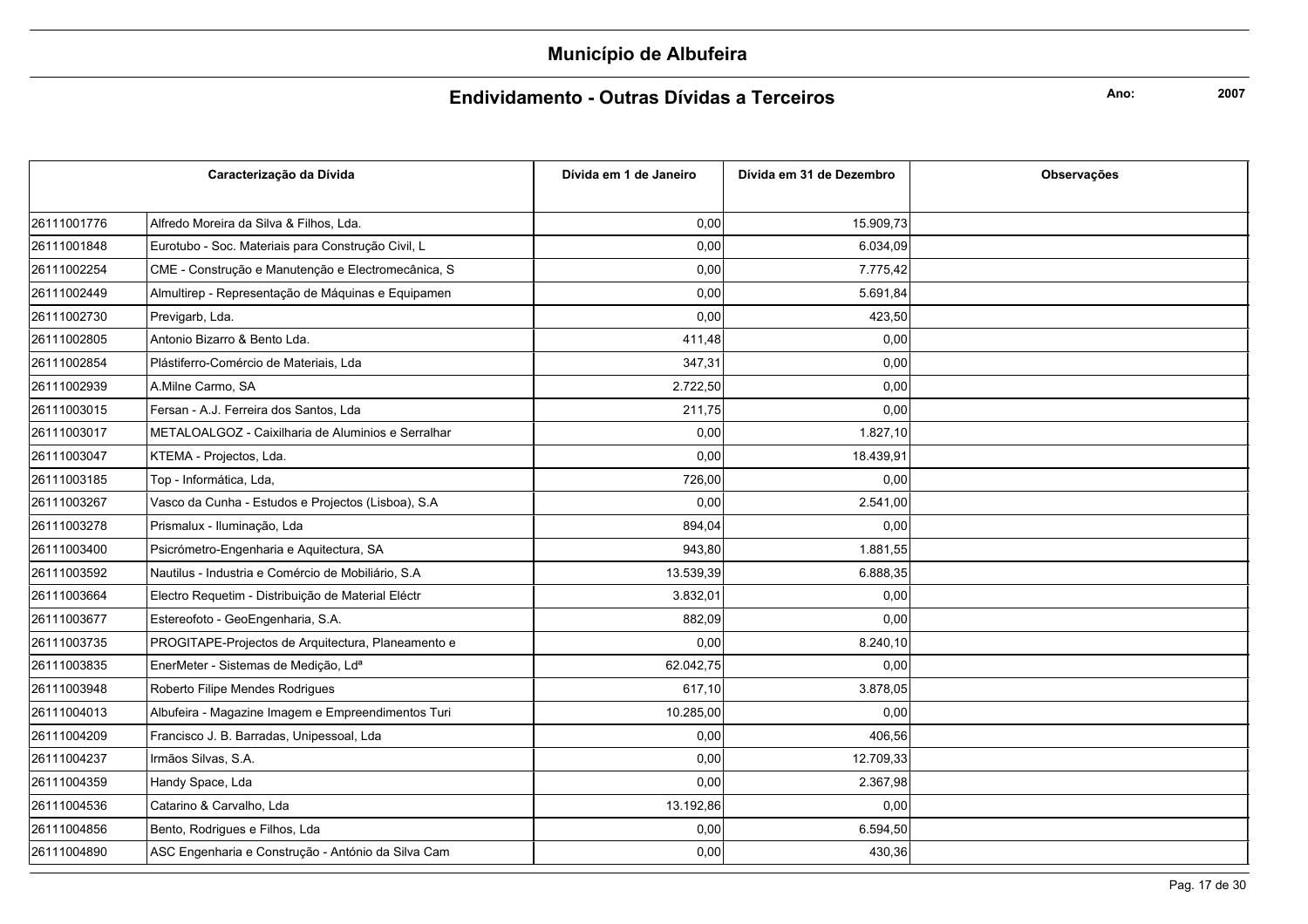# Município de Albufeira

## Endividamento - Outras Dívidas a Terceiros

**Ano:** **2007**

| Caracterização da Dívida | | Dívida em 1 de Janeiro | Dívida em 31 de Dezembro | Observações |
|---|---|---|---|---|
| 26111001776 | Alfredo Moreira da Silva & Filhos, Lda. | 0,00 | 15.909,73 | |
| 26111001848 | Eurotubo - Soc. Materiais para Construção Civil, L | 0,00 | 6.034,09 | |
| 26111002254 | CME - Construção e Manutenção e Electromecânica, S | 0,00 | 7.775,42 | |
| 26111002449 | Almultirep - Representação de Máquinas e Equipamen | 0,00 | 5.691,84 | |
| 26111002730 | Previgarb, Lda. | 0,00 | 423,50 | |
| 26111002805 | Antonio Bizarro & Bento Lda. | 411,48 | 0,00 | |
| 26111002854 | Plástiferro-Comércio de Materiais, Lda | 347,31 | 0,00 | |
| 26111002939 | A.Milne Carmo, SA | 2.722,50 | 0,00 | |
| 26111003015 | Fersan - A.J. Ferreira dos Santos, Lda | 211,75 | 0,00 | |
| 26111003017 | METALOALGOZ - Caixilharia de Aluminios e Serralhar | 0,00 | 1.827,10 | |
| 26111003047 | KTEMA - Projectos, Lda. | 0,00 | 18.439,91 | |
| 26111003185 | Top - Informática, Lda, | 726,00 | 0,00 | |
| 26111003267 | Vasco da Cunha - Estudos e Projectos (Lisboa), S.A | 0,00 | 2.541,00 | |
| 26111003278 | Prismalux - Iluminação, Lda | 894,04 | 0,00 | |
| 26111003400 | Psicrómetro-Engenharia e Aquitectura, SA | 943,80 | 1.881,55 | |
| 26111003592 | Nautilus - Industria e Comércio de Mobiliário, S.A | 13.539,39 | 6.888,35 | |
| 26111003664 | Electro Requetim - Distribuição de Material Eléctr | 3.832,01 | 0,00 | |
| 26111003677 | Estereofoto - GeoEngenharia, S.A. | 882,09 | 0,00 | |
| 26111003735 | PROGITAPE-Projectos de Arquitectura, Planeamento e | 0,00 | 8.240,10 | |
| 26111003835 | EnerMeter - Sistemas de Medição, Ldª | 62.042,75 | 0,00 | |
| 26111003948 | Roberto Filipe Mendes Rodrigues | 617,10 | 3.878,05 | |
| 26111004013 | Albufeira - Magazine Imagem e Empreendimentos Turi | 10.285,00 | 0,00 | |
| 26111004209 | Francisco J. B. Barradas, Unipessoal, Lda | 0,00 | 406,56 | |
| 26111004237 | Irmãos Silvas, S.A. | 0,00 | 12.709,33 | |
| 26111004359 | Handy Space, Lda | 0,00 | 2.367,98 | |
| 26111004536 | Catarino & Carvalho, Lda | 13.192,86 | 0,00 | |
| 26111004856 | Bento, Rodrigues e Filhos, Lda | 0,00 | 6.594,50 | |
| 26111004890 | ASC Engenharia e Construção - António da Silva Cam | 0,00 | 430,36 | |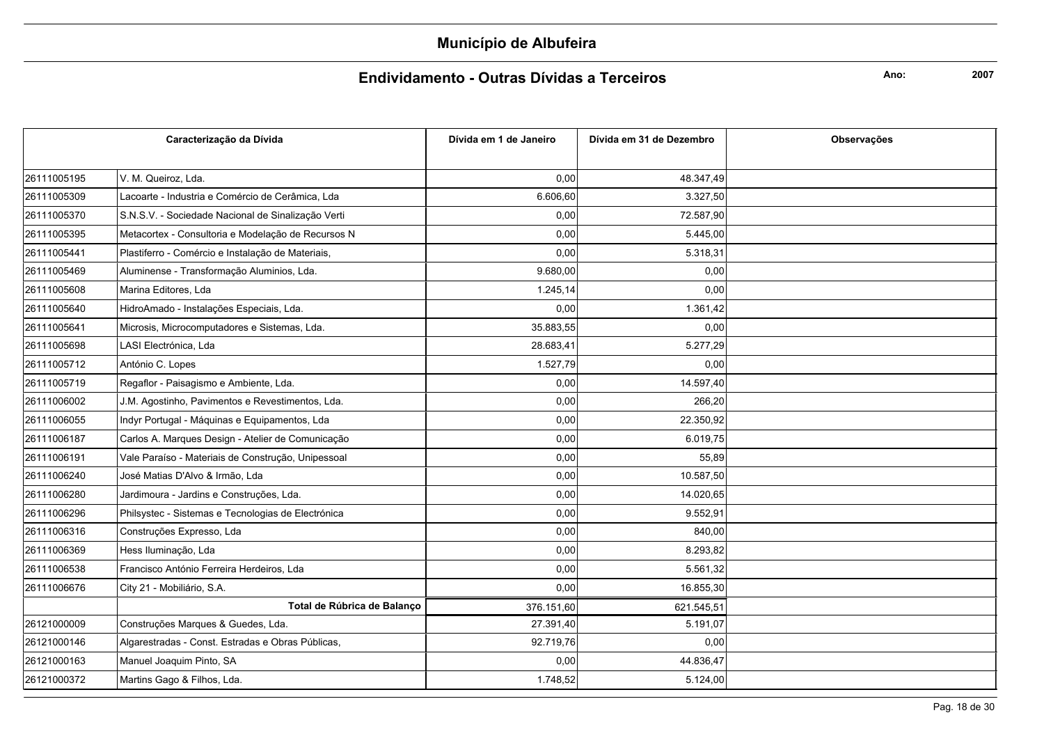# Município de Albufeira

## Endividamento - Outras Dívidas a Terceiros

**Ano:** 2007

| Caracterização da Dívida | | Dívida em 1 de Janeiro | Dívida em 31 de Dezembro | Observações |
|---|---|---|---|---|
| 26111005195 | V. M. Queiroz, Lda. | 0,00 | 48.347,49 | |
| 26111005309 | Lacoarte - Industria e Comércio de Cerâmica, Lda | 6.606,60 | 3.327,50 | |
| 26111005370 | S.N.S.V. - Sociedade Nacional de Sinalização Verti | 0,00 | 72.587,90 | |
| 26111005395 | Metacortex - Consultoria e Modelação de Recursos N | 0,00 | 5.445,00 | |
| 26111005441 | Plastiferro - Comércio e Instalação de Materiais, | 0,00 | 5.318,31 | |
| 26111005469 | Aluminense - Transformação Aluminios, Lda. | 9.680,00 | 0,00 | |
| 26111005608 | Marina Editores, Lda | 1.245,14 | 0,00 | |
| 26111005640 | HidroAmado - Instalações Especiais, Lda. | 0,00 | 1.361,42 | |
| 26111005641 | Microsis, Microcomputadores e Sistemas, Lda. | 35.883,55 | 0,00 | |
| 26111005698 | LASI Electrónica, Lda | 28.683,41 | 5.277,29 | |
| 26111005712 | António C. Lopes | 1.527,79 | 0,00 | |
| 26111005719 | Regaflor - Paisagismo e Ambiente, Lda. | 0,00 | 14.597,40 | |
| 26111006002 | J.M. Agostinho, Pavimentos e Revestimentos, Lda. | 0,00 | 266,20 | |
| 26111006055 | Indyr Portugal - Máquinas e Equipamentos, Lda | 0,00 | 22.350,92 | |
| 26111006187 | Carlos A. Marques Design - Atelier de Comunicação | 0,00 | 6.019,75 | |
| 26111006191 | Vale Paraíso - Materiais de Construção, Unipessoal | 0,00 | 55,89 | |
| 26111006240 | José Matias D'Alvo & Irmão, Lda | 0,00 | 10.587,50 | |
| 26111006280 | Jardimoura - Jardins e Construções, Lda. | 0,00 | 14.020,65 | |
| 26111006296 | Philsystec - Sistemas e Tecnologias de Electrónica | 0,00 | 9.552,91 | |
| 26111006316 | Construções Expresso, Lda | 0,00 | 840,00 | |
| 26111006369 | Hess Iluminação, Lda | 0,00 | 8.293,82 | |
| 26111006538 | Francisco António Ferreira Herdeiros, Lda | 0,00 | 5.561,32 | |
| 26111006676 | City 21 - Mobiliário, S.A. | 0,00 | 16.855,30 | |
| | **Total de Rúbrica de Balanço** | 376.151,60 | 621.545,51 | |
| 26121000009 | Construções Marques & Guedes, Lda. | 27.391,40 | 5.191,07 | |
| 26121000146 | Algarestradas - Const. Estradas e Obras Públicas, | 92.719,76 | 0,00 | |
| 26121000163 | Manuel Joaquim Pinto, SA | 0,00 | 44.836,47 | |
| 26121000372 | Martins Gago & Filhos, Lda. | 1.748,52 | 5.124,00 | |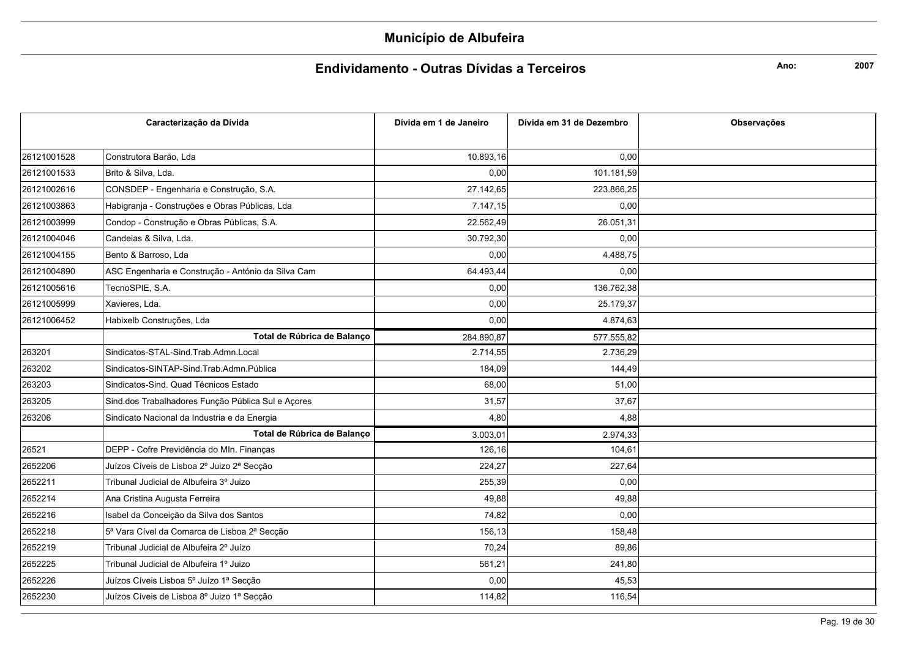# Município de Albufeira

## Endividamento - Outras Dívidas a Terceiros

**Ano:** 2007

| Caracterização da Dívida | | Dívida em 1 de Janeiro | Dívida em 31 de Dezembro | Observações |
|---|---|---|---|---|
| 26121001528 | Construtora Barão, Lda | 10.893,16 | 0,00 | |
| 26121001533 | Brito & Silva, Lda. | 0,00 | 101.181,59 | |
| 26121002616 | CONSDEP - Engenharia e Construção, S.A. | 27.142,65 | 223.866,25 | |
| 26121003863 | Habigranja - Construções e Obras Públicas, Lda | 7.147,15 | 0,00 | |
| 26121003999 | Condop - Construção e Obras Públicas, S.A. | 22.562,49 | 26.051,31 | |
| 26121004046 | Candeias & Silva, Lda. | 30.792,30 | 0,00 | |
| 26121004155 | Bento & Barroso, Lda | 0,00 | 4.488,75 | |
| 26121004890 | ASC Engenharia e Construção - António da Silva Cam | 64.493,44 | 0,00 | |
| 26121005616 | TecnoSPIE, S.A. | 0,00 | 136.762,38 | |
| 26121005999 | Xavieres, Lda. | 0,00 | 25.179,37 | |
| 26121006452 | Habixelb Construções, Lda | 0,00 | 4.874,63 | |
| | **Total de Rúbrica de Balanço** | 284.890,87 | 577.555,82 | |
| 263201 | Sindicatos-STAL-Sind.Trab.Admn.Local | 2.714,55 | 2.736,29 | |
| 263202 | Sindicatos-SINTAP-Sind.Trab.Admn.Pública | 184,09 | 144,49 | |
| 263203 | Sindicatos-Sind. Quad Técnicos Estado | 68,00 | 51,00 | |
| 263205 | Sind.dos Trabalhadores Função Pública Sul e Açores | 31,57 | 37,67 | |
| 263206 | Sindicato Nacional da Industria e da Energia | 4,80 | 4,88 | |
| | **Total de Rúbrica de Balanço** | 3.003,01 | 2.974,33 | |
| 26521 | DEPP - Cofre Previdência do MIn. Finanças | 126,16 | 104,61 | |
| 2652206 | Juízos Cíveis de Lisboa 2º Juizo 2ª Secção | 224,27 | 227,64 | |
| 2652211 | Tribunal Judicial de Albufeira 3º Juizo | 255,39 | 0,00 | |
| 2652214 | Ana Cristina Augusta Ferreira | 49,88 | 49,88 | |
| 2652216 | Isabel da Conceição da Silva dos Santos | 74,82 | 0,00 | |
| 2652218 | 5ª Vara Cível da Comarca de Lisboa 2ª Secção | 156,13 | 158,48 | |
| 2652219 | Tribunal Judicial de Albufeira 2º Juízo | 70,24 | 89,86 | |
| 2652225 | Tribunal Judicial de Albufeira 1º Juizo | 561,21 | 241,80 | |
| 2652226 | Juízos Cíveis Lisboa 5º Juízo 1ª Secção | 0,00 | 45,53 | |
| 2652230 | Juízos Cíveis de Lisboa 8º Juizo 1ª Secção | 114,82 | 116,54 | |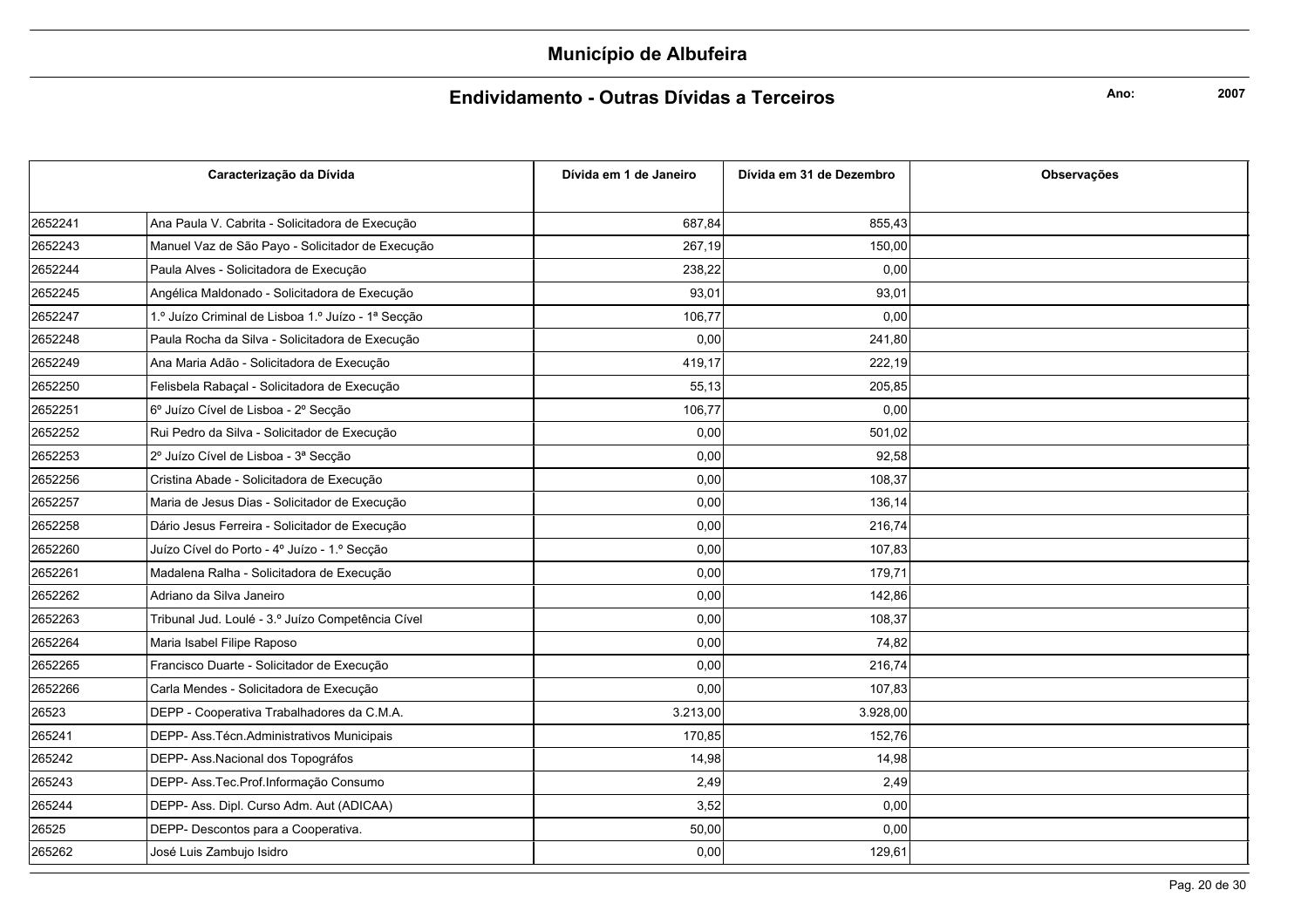# Município de Albufeira

## Endividamento - Outras Dívidas a Terceiros

**Ano:** 2007

| Caracterização da Dívida | | Dívida em 1 de Janeiro | Dívida em 31 de Dezembro | Observações |
|---|---|---|---|---|
| 2652241 | Ana Paula V. Cabrita - Solicitadora de Execução | 687,84 | 855,43 | |
| 2652243 | Manuel Vaz de São Payo - Solicitador de Execução | 267,19 | 150,00 | |
| 2652244 | Paula Alves - Solicitadora de Execução | 238,22 | 0,00 | |
| 2652245 | Angélica Maldonado - Solicitadora de Execução | 93,01 | 93,01 | |
| 2652247 | 1.º Juízo Criminal de Lisboa 1.º Juízo - 1ª Secção | 106,77 | 0,00 | |
| 2652248 | Paula Rocha da Silva - Solicitadora de Execução | 0,00 | 241,80 | |
| 2652249 | Ana Maria Adão - Solicitadora de Execução | 419,17 | 222,19 | |
| 2652250 | Felisbela Rabaçal - Solicitadora de Execução | 55,13 | 205,85 | |
| 2652251 | 6º Juízo Cível de Lisboa - 2º Secção | 106,77 | 0,00 | |
| 2652252 | Rui Pedro da Silva - Solicitador de Execução | 0,00 | 501,02 | |
| 2652253 | 2º Juízo Cível de Lisboa - 3ª Secção | 0,00 | 92,58 | |
| 2652256 | Cristina Abade - Solicitadora de Execução | 0,00 | 108,37 | |
| 2652257 | Maria de Jesus Dias - Solicitador de Execução | 0,00 | 136,14 | |
| 2652258 | Dário Jesus Ferreira - Solicitador de Execução | 0,00 | 216,74 | |
| 2652260 | Juízo Cível do Porto - 4º Juízo - 1.º Secção | 0,00 | 107,83 | |
| 2652261 | Madalena Ralha - Solicitadora de Execução | 0,00 | 179,71 | |
| 2652262 | Adriano da Silva Janeiro | 0,00 | 142,86 | |
| 2652263 | Tribunal Jud. Loulé - 3.º Juízo Competência Cível | 0,00 | 108,37 | |
| 2652264 | Maria Isabel Filipe Raposo | 0,00 | 74,82 | |
| 2652265 | Francisco Duarte - Solicitador de Execução | 0,00 | 216,74 | |
| 2652266 | Carla Mendes - Solicitadora de Execução | 0,00 | 107,83 | |
| 26523 | DEPP - Cooperativa Trabalhadores da C.M.A. | 3.213,00 | 3.928,00 | |
| 265241 | DEPP- Ass.Técn.Administrativos Municipais | 170,85 | 152,76 | |
| 265242 | DEPP- Ass.Nacional dos Topográfos | 14,98 | 14,98 | |
| 265243 | DEPP- Ass.Tec.Prof.Informação Consumo | 2,49 | 2,49 | |
| 265244 | DEPP- Ass. Dipl. Curso Adm. Aut (ADICAA) | 3,52 | 0,00 | |
| 26525 | DEPP- Descontos para a Cooperativa. | 50,00 | 0,00 | |
| 265262 | José Luis Zambujo Isidro | 0,00 | 129,61 | |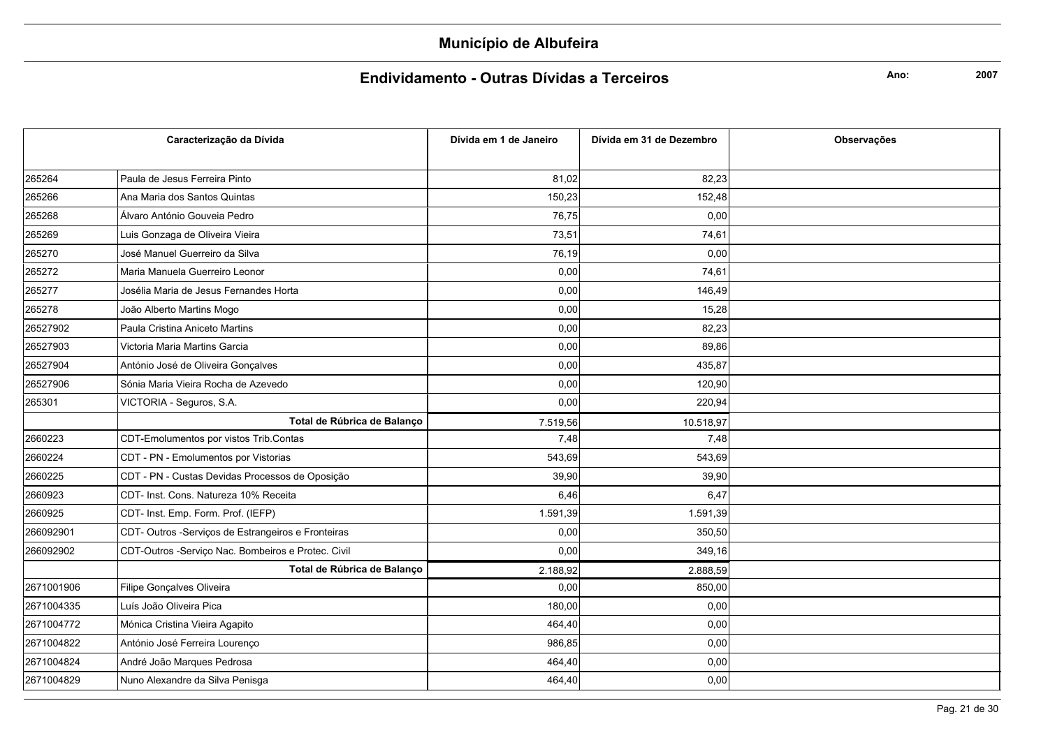# Município de Albufeira

## Endividamento - Outras Dívidas a Terceiros

**Ano:** **2007**

| Caracterização da Dívida | | Dívida em 1 de Janeiro | Dívida em 31 de Dezembro | Observações |
|---|---|---|---|---|
| 265264 | Paula de Jesus Ferreira Pinto | 81,02 | 82,23 | |
| 265266 | Ana Maria dos Santos Quintas | 150,23 | 152,48 | |
| 265268 | Álvaro António Gouveia Pedro | 76,75 | 0,00 | |
| 265269 | Luis Gonzaga de Oliveira Vieira | 73,51 | 74,61 | |
| 265270 | José Manuel Guerreiro da Silva | 76,19 | 0,00 | |
| 265272 | Maria Manuela Guerreiro Leonor | 0,00 | 74,61 | |
| 265277 | Josélia Maria de Jesus Fernandes Horta | 0,00 | 146,49 | |
| 265278 | João Alberto Martins Mogo | 0,00 | 15,28 | |
| 26527902 | Paula Cristina Aniceto Martins | 0,00 | 82,23 | |
| 26527903 | Victoria Maria Martins Garcia | 0,00 | 89,86 | |
| 26527904 | António José de Oliveira Gonçalves | 0,00 | 435,87 | |
| 26527906 | Sónia Maria Vieira Rocha de Azevedo | 0,00 | 120,90 | |
| 265301 | VICTORIA - Seguros, S.A. | 0,00 | 220,94 | |
| | **Total de Rúbrica de Balanço** | 7.519,56 | 10.518,97 | |
| 2660223 | CDT-Emolumentos por vistos Trib.Contas | 7,48 | 7,48 | |
| 2660224 | CDT - PN - Emolumentos por Vistorias | 543,69 | 543,69 | |
| 2660225 | CDT - PN - Custas Devidas Processos de Oposição | 39,90 | 39,90 | |
| 2660923 | CDT- Inst. Cons. Natureza 10% Receita | 6,46 | 6,47 | |
| 2660925 | CDT- Inst. Emp. Form. Prof. (IEFP) | 1.591,39 | 1.591,39 | |
| 266092901 | CDT- Outros -Serviços de Estrangeiros e Fronteiras | 0,00 | 350,50 | |
| 266092902 | CDT-Outros -Serviço Nac. Bombeiros e Protec. Civil | 0,00 | 349,16 | |
| | **Total de Rúbrica de Balanço** | 2.188,92 | 2.888,59 | |
| 2671001906 | Filipe Gonçalves Oliveira | 0,00 | 850,00 | |
| 2671004335 | Luís João Oliveira Pica | 180,00 | 0,00 | |
| 2671004772 | Mónica Cristina Vieira Agapito | 464,40 | 0,00 | |
| 2671004822 | António José Ferreira Lourenço | 986,85 | 0,00 | |
| 2671004824 | André João Marques Pedrosa | 464,40 | 0,00 | |
| 2671004829 | Nuno Alexandre da Silva Penisga | 464,40 | 0,00 | |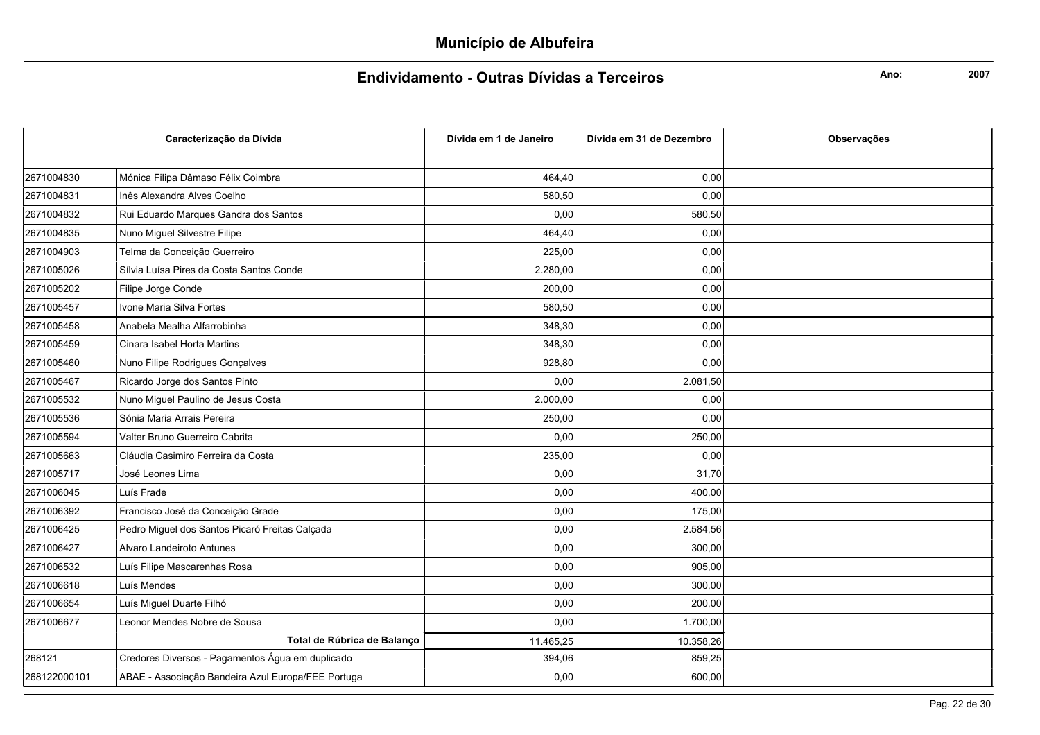# Município de Albufeira

## Endividamento - Outras Dívidas a Terceiros

**Ano:** 2007

| Caracterização da Dívida | | Dívida em 1 de Janeiro | Dívida em 31 de Dezembro | Observações |
|---|---|---|---|---|
| 2671004830 | Mónica Filipa Dâmaso Félix Coimbra | 464,40 | 0,00 | |
| 2671004831 | Inês Alexandra Alves Coelho | 580,50 | 0,00 | |
| 2671004832 | Rui Eduardo Marques Gandra dos Santos | 0,00 | 580,50 | |
| 2671004835 | Nuno Miguel Silvestre Filipe | 464,40 | 0,00 | |
| 2671004903 | Telma da Conceição Guerreiro | 225,00 | 0,00 | |
| 2671005026 | Sílvia Luísa Pires da Costa Santos Conde | 2.280,00 | 0,00 | |
| 2671005202 | Filipe Jorge Conde | 200,00 | 0,00 | |
| 2671005457 | Ivone Maria Silva Fortes | 580,50 | 0,00 | |
| 2671005458 | Anabela Mealha Alfarrobinha | 348,30 | 0,00 | |
| 2671005459 | Cinara Isabel Horta Martins | 348,30 | 0,00 | |
| 2671005460 | Nuno Filipe Rodrigues Gonçalves | 928,80 | 0,00 | |
| 2671005467 | Ricardo Jorge dos Santos Pinto | 0,00 | 2.081,50 | |
| 2671005532 | Nuno Miguel Paulino de Jesus Costa | 2.000,00 | 0,00 | |
| 2671005536 | Sónia Maria Arrais Pereira | 250,00 | 0,00 | |
| 2671005594 | Valter Bruno Guerreiro Cabrita | 0,00 | 250,00 | |
| 2671005663 | Cláudia Casimiro Ferreira da Costa | 235,00 | 0,00 | |
| 2671005717 | José Leones Lima | 0,00 | 31,70 | |
| 2671006045 | Luís Frade | 0,00 | 400,00 | |
| 2671006392 | Francisco José da Conceição Grade | 0,00 | 175,00 | |
| 2671006425 | Pedro Miguel dos Santos Picaró Freitas Calçada | 0,00 | 2.584,56 | |
| 2671006427 | Alvaro Landeiroto Antunes | 0,00 | 300,00 | |
| 2671006532 | Luís Filipe Mascarenhas Rosa | 0,00 | 905,00 | |
| 2671006618 | Luís Mendes | 0,00 | 300,00 | |
| 2671006654 | Luís Miguel Duarte Filhó | 0,00 | 200,00 | |
| 2671006677 | Leonor Mendes Nobre de Sousa | 0,00 | 1.700,00 | |
| | **Total de Rúbrica de Balanço** | 11.465,25 | 10.358,26 | |
| 268121 | Credores Diversos - Pagamentos Água em duplicado | 394,06 | 859,25 | |
| 268122000101 | ABAE - Associação Bandeira Azul Europa/FEE Portuga | 0,00 | 600,00 | |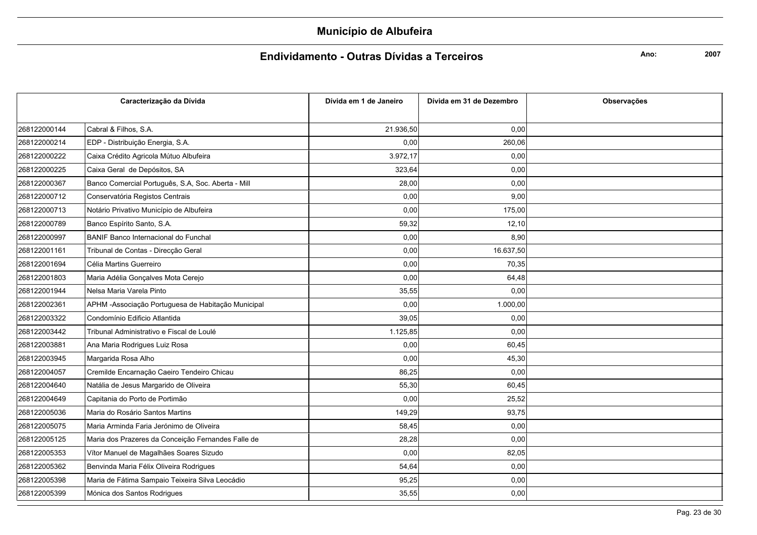# Município de Albufeira

## Endividamento - Outras Dívidas a Terceiros

**Ano:** 2007

| Caracterização da Dívida | | Dívida em 1 de Janeiro | Dívida em 31 de Dezembro | Observações |
|---|---|---|---|---|
| 268122000144 | Cabral & Filhos, S.A. | 21.936,50 | 0,00 | |
| 268122000214 | EDP - Distribuição Energia, S.A. | 0,00 | 260,06 | |
| 268122000222 | Caixa Crédito Agricola Mútuo Albufeira | 3.972,17 | 0,00 | |
| 268122000225 | Caixa Geral de Depósitos, SA | 323,64 | 0,00 | |
| 268122000367 | Banco Comercial Português, S.A, Soc. Aberta - Mill | 28,00 | 0,00 | |
| 268122000712 | Conservatória Registos Centrais | 0,00 | 9,00 | |
| 268122000713 | Notário Privativo Município de Albufeira | 0,00 | 175,00 | |
| 268122000789 | Banco Espírito Santo, S.A. | 59,32 | 12,10 | |
| 268122000997 | BANIF Banco Internacional do Funchal | 0,00 | 8,90 | |
| 268122001161 | Tribunal de Contas - Direcção Geral | 0,00 | 16.637,50 | |
| 268122001694 | Célia Martins Guerreiro | 0,00 | 70,35 | |
| 268122001803 | Maria Adélia Gonçalves Mota Cerejo | 0,00 | 64,48 | |
| 268122001944 | Nelsa Maria Varela Pinto | 35,55 | 0,00 | |
| 268122002361 | APHM -Associação Portuguesa de Habitação Municipal | 0,00 | 1.000,00 | |
| 268122003322 | Condomínio Edificio Atlantida | 39,05 | 0,00 | |
| 268122003442 | Tribunal Administrativo e Fiscal de Loulé | 1.125,85 | 0,00 | |
| 268122003881 | Ana Maria Rodrigues Luiz Rosa | 0,00 | 60,45 | |
| 268122003945 | Margarida Rosa Alho | 0,00 | 45,30 | |
| 268122004057 | Cremilde Encarnação Caeiro Tendeiro Chicau | 86,25 | 0,00 | |
| 268122004640 | Natália de Jesus Margarido de Oliveira | 55,30 | 60,45 | |
| 268122004649 | Capitania do Porto de Portimão | 0,00 | 25,52 | |
| 268122005036 | Maria do Rosário Santos Martins | 149,29 | 93,75 | |
| 268122005075 | Maria Arminda Faria Jerónimo de Oliveira | 58,45 | 0,00 | |
| 268122005125 | Maria dos Prazeres da Conceição Fernandes Falle de | 28,28 | 0,00 | |
| 268122005353 | Vítor Manuel de Magalhães Soares Sizudo | 0,00 | 82,05 | |
| 268122005362 | Benvinda Maria Félix Oliveira Rodrigues | 54,64 | 0,00 | |
| 268122005398 | Maria de Fátima Sampaio Teixeira Silva Leocádio | 95,25 | 0,00 | |
| 268122005399 | Mónica dos Santos Rodrigues | 35,55 | 0,00 | |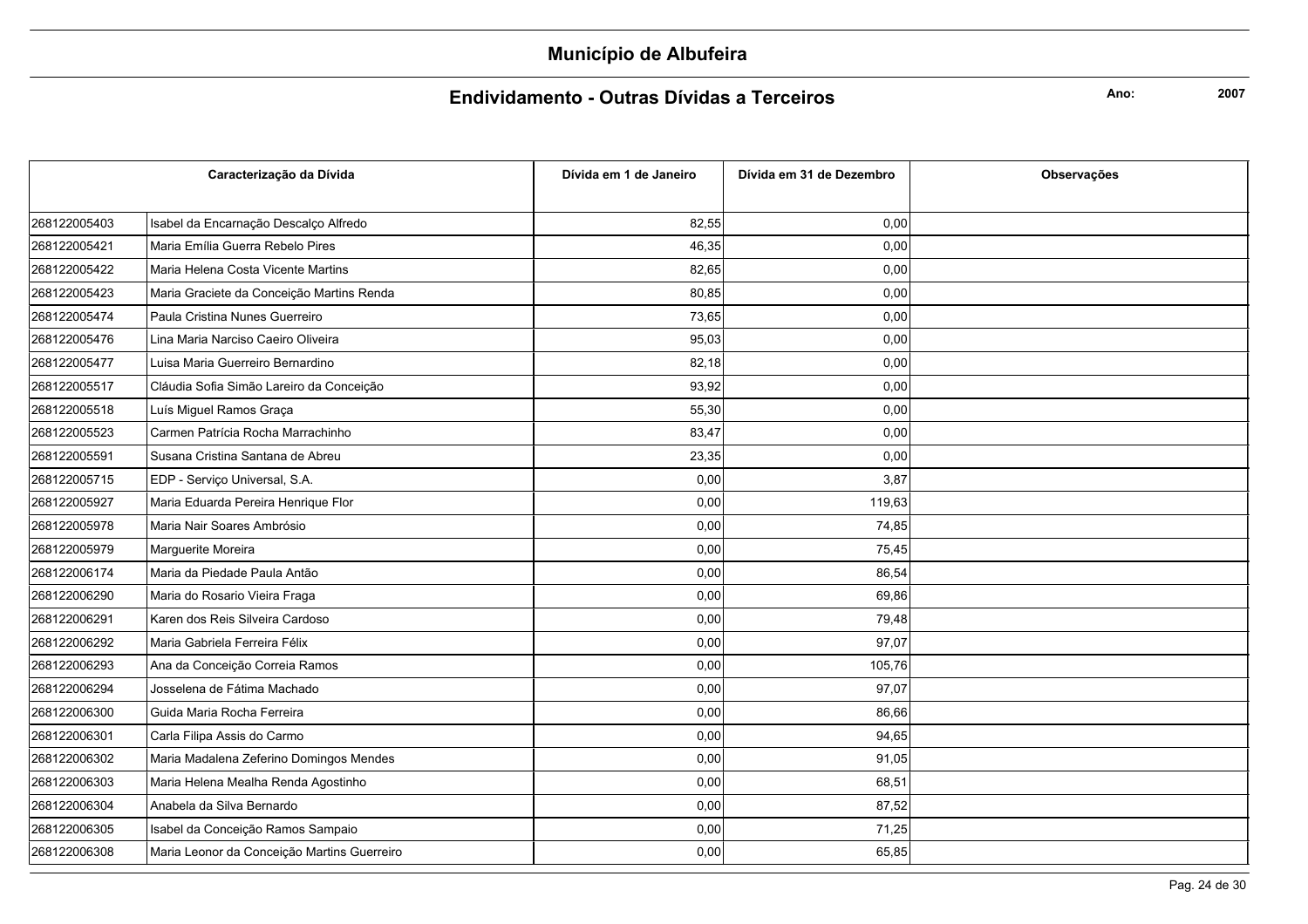# Município de Albufeira

## Endividamento - Outras Dívidas a Terceiros

**Ano:** 2007

| Caracterização da Dívida | | Dívida em 1 de Janeiro | Dívida em 31 de Dezembro | Observações |
|---|---|---|---|---|
| 268122005403 | Isabel da Encarnação Descalço Alfredo | 82,55 | 0,00 | |
| 268122005421 | Maria Emília Guerra Rebelo Pires | 46,35 | 0,00 | |
| 268122005422 | Maria Helena Costa Vicente Martins | 82,65 | 0,00 | |
| 268122005423 | Maria Graciete da Conceição Martins Renda | 80,85 | 0,00 | |
| 268122005474 | Paula Cristina Nunes Guerreiro | 73,65 | 0,00 | |
| 268122005476 | Lina Maria Narciso Caeiro Oliveira | 95,03 | 0,00 | |
| 268122005477 | Luisa Maria Guerreiro Bernardino | 82,18 | 0,00 | |
| 268122005517 | Cláudia Sofia Simão Lareiro da Conceição | 93,92 | 0,00 | |
| 268122005518 | Luís Miguel Ramos Graça | 55,30 | 0,00 | |
| 268122005523 | Carmen Patrícia Rocha Marrachinho | 83,47 | 0,00 | |
| 268122005591 | Susana Cristina Santana de Abreu | 23,35 | 0,00 | |
| 268122005715 | EDP - Serviço Universal, S.A. | 0,00 | 3,87 | |
| 268122005927 | Maria Eduarda Pereira Henrique Flor | 0,00 | 119,63 | |
| 268122005978 | Maria Nair Soares Ambrósio | 0,00 | 74,85 | |
| 268122005979 | Marguerite Moreira | 0,00 | 75,45 | |
| 268122006174 | Maria da Piedade Paula Antão | 0,00 | 86,54 | |
| 268122006290 | Maria do Rosario Vieira Fraga | 0,00 | 69,86 | |
| 268122006291 | Karen dos Reis Silveira Cardoso | 0,00 | 79,48 | |
| 268122006292 | Maria Gabriela Ferreira Félix | 0,00 | 97,07 | |
| 268122006293 | Ana da Conceição Correia Ramos | 0,00 | 105,76 | |
| 268122006294 | Josselena de Fátima Machado | 0,00 | 97,07 | |
| 268122006300 | Guida Maria Rocha Ferreira | 0,00 | 86,66 | |
| 268122006301 | Carla Filipa Assis do Carmo | 0,00 | 94,65 | |
| 268122006302 | Maria Madalena Zeferino Domingos Mendes | 0,00 | 91,05 | |
| 268122006303 | Maria Helena Mealha Renda Agostinho | 0,00 | 68,51 | |
| 268122006304 | Anabela da Silva Bernardo | 0,00 | 87,52 | |
| 268122006305 | Isabel da Conceição Ramos Sampaio | 0,00 | 71,25 | |
| 268122006308 | Maria Leonor da Conceição Martins Guerreiro | 0,00 | 65,85 | |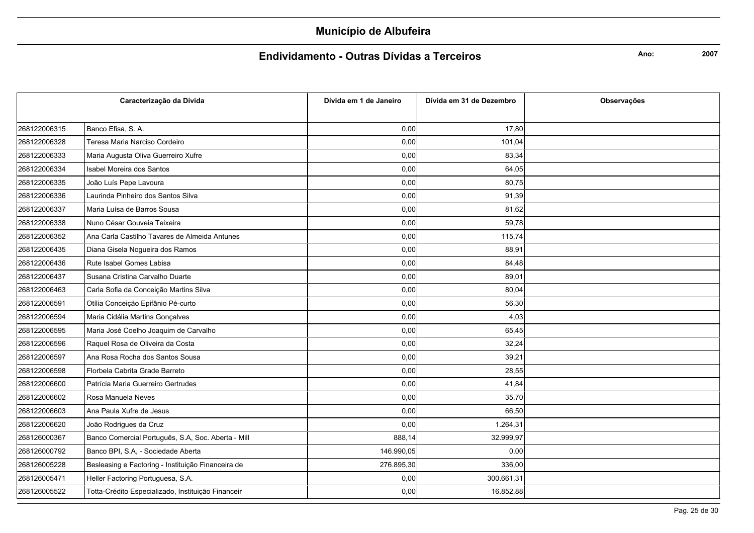# Município de Albufeira

## Endividamento - Outras Dívidas a Terceiros

**Ano:** 2007

| Caracterização da Dívida | | Dívida em 1 de Janeiro | Dívida em 31 de Dezembro | Observações |
|---|---|---|---|---|
| 268122006315 | Banco Efisa, S. A. | 0,00 | 17,80 | |
| 268122006328 | Teresa Maria Narciso Cordeiro | 0,00 | 101,04 | |
| 268122006333 | Maria Augusta Oliva Guerreiro Xufre | 0,00 | 83,34 | |
| 268122006334 | Isabel Moreira dos Santos | 0,00 | 64,05 | |
| 268122006335 | João Luís Pepe Lavoura | 0,00 | 80,75 | |
| 268122006336 | Laurinda Pinheiro dos Santos Silva | 0,00 | 91,39 | |
| 268122006337 | Maria Luísa de Barros Sousa | 0,00 | 81,62 | |
| 268122006338 | Nuno César Gouveia Teixeira | 0,00 | 59,78 | |
| 268122006352 | Ana Carla Castilho Tavares de Almeida Antunes | 0,00 | 115,74 | |
| 268122006435 | Diana Gisela Nogueira dos Ramos | 0,00 | 88,91 | |
| 268122006436 | Rute Isabel Gomes Labisa | 0,00 | 84,48 | |
| 268122006437 | Susana Cristina Carvalho Duarte | 0,00 | 89,01 | |
| 268122006463 | Carla Sofia da Conceição Martins Silva | 0,00 | 80,04 | |
| 268122006591 | Otília Conceição Epifânio Pé-curto | 0,00 | 56,30 | |
| 268122006594 | Maria Cidália Martins Gonçalves | 0,00 | 4,03 | |
| 268122006595 | Maria José Coelho Joaquim de Carvalho | 0,00 | 65,45 | |
| 268122006596 | Raquel Rosa de Oliveira da Costa | 0,00 | 32,24 | |
| 268122006597 | Ana Rosa Rocha dos Santos Sousa | 0,00 | 39,21 | |
| 268122006598 | Florbela Cabrita Grade Barreto | 0,00 | 28,55 | |
| 268122006600 | Patrícia Maria Guerreiro Gertrudes | 0,00 | 41,84 | |
| 268122006602 | Rosa Manuela Neves | 0,00 | 35,70 | |
| 268122006603 | Ana Paula Xufre de Jesus | 0,00 | 66,50 | |
| 268122006620 | João Rodrigues da Cruz | 0,00 | 1.264,31 | |
| 268126000367 | Banco Comercial Português, S.A, Soc. Aberta - Mill | 888,14 | 32.999,97 | |
| 268126000792 | Banco BPI, S.A, - Sociedade Aberta | 146.990,05 | 0,00 | |
| 268126005228 | Besleasing e Factoring - Instituição Financeira de | 276.895,30 | 336,00 | |
| 268126005471 | Heller Factoring Portuguesa, S.A. | 0,00 | 300.661,31 | |
| 268126005522 | Totta-Crédito Especializado, Instituição Financeir | 0,00 | 16.852,88 | |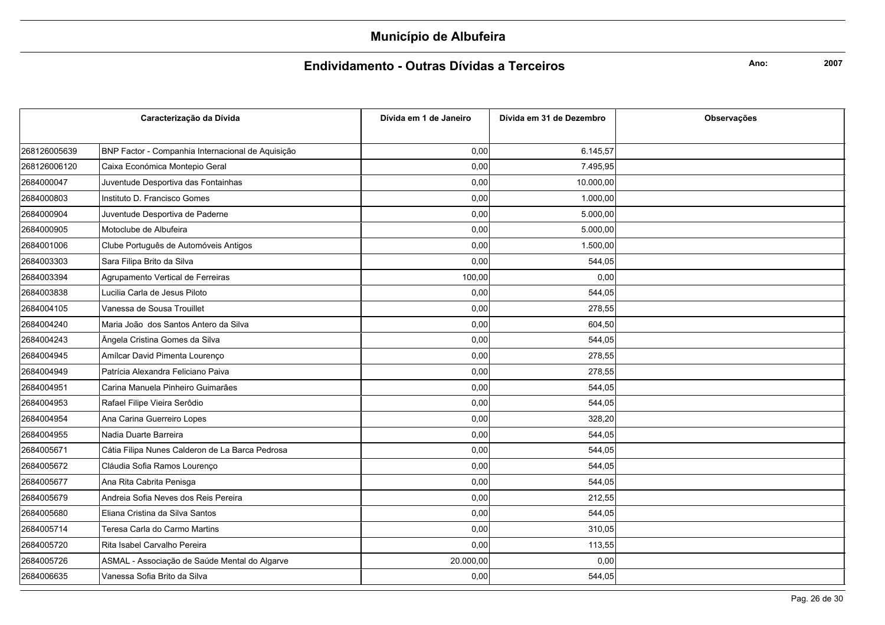# Município de Albufeira

## Endividamento - Outras Dívidas a Terceiros

**Ano:** **2007**

| Caracterização da Dívida | | Dívida em 1 de Janeiro | Dívida em 31 de Dezembro | Observações |
|---|---|---|---|---|
| 268126005639 | BNP Factor - Companhia Internacional de Aquisição | 0,00 | 6.145,57 | |
| 268126006120 | Caixa Económica Montepio Geral | 0,00 | 7.495,95 | |
| 2684000047 | Juventude Desportiva das Fontainhas | 0,00 | 10.000,00 | |
| 2684000803 | Instituto D. Francisco Gomes | 0,00 | 1.000,00 | |
| 2684000904 | Juventude Desportiva de Paderne | 0,00 | 5.000,00 | |
| 2684000905 | Motoclube de Albufeira | 0,00 | 5.000,00 | |
| 2684001006 | Clube Português de Automóveis Antigos | 0,00 | 1.500,00 | |
| 2684003303 | Sara Filipa Brito da Silva | 0,00 | 544,05 | |
| 2684003394 | Agrupamento Vertical de Ferreiras | 100,00 | 0,00 | |
| 2684003838 | Lucilia Carla de Jesus Piloto | 0,00 | 544,05 | |
| 2684004105 | Vanessa de Sousa Trouillet | 0,00 | 278,55 | |
| 2684004240 | Maria João  dos Santos Antero da Silva | 0,00 | 604,50 | |
| 2684004243 | Ângela Cristina Gomes da Silva | 0,00 | 544,05 | |
| 2684004945 | Amílcar David Pimenta Lourenço | 0,00 | 278,55 | |
| 2684004949 | Patrícia Alexandra Feliciano Paiva | 0,00 | 278,55 | |
| 2684004951 | Carina Manuela Pinheiro Guimarâes | 0,00 | 544,05 | |
| 2684004953 | Rafael Filipe Vieira Serôdio | 0,00 | 544,05 | |
| 2684004954 | Ana Carina Guerreiro Lopes | 0,00 | 328,20 | |
| 2684004955 | Nadia Duarte Barreira | 0,00 | 544,05 | |
| 2684005671 | Cátia Filipa Nunes Calderon de La Barca Pedrosa | 0,00 | 544,05 | |
| 2684005672 | Cláudia Sofia Ramos Lourenço | 0,00 | 544,05 | |
| 2684005677 | Ana Rita Cabrita Penisga | 0,00 | 544,05 | |
| 2684005679 | Andreia Sofia Neves dos Reis Pereira | 0,00 | 212,55 | |
| 2684005680 | Eliana Cristina da Silva Santos | 0,00 | 544,05 | |
| 2684005714 | Teresa Carla do Carmo Martins | 0,00 | 310,05 | |
| 2684005720 | Rita Isabel Carvalho Pereira | 0,00 | 113,55 | |
| 2684005726 | ASMAL - Associação de Saúde Mental do Algarve | 20.000,00 | 0,00 | |
| 2684006635 | Vanessa Sofia Brito da Silva | 0,00 | 544,05 | |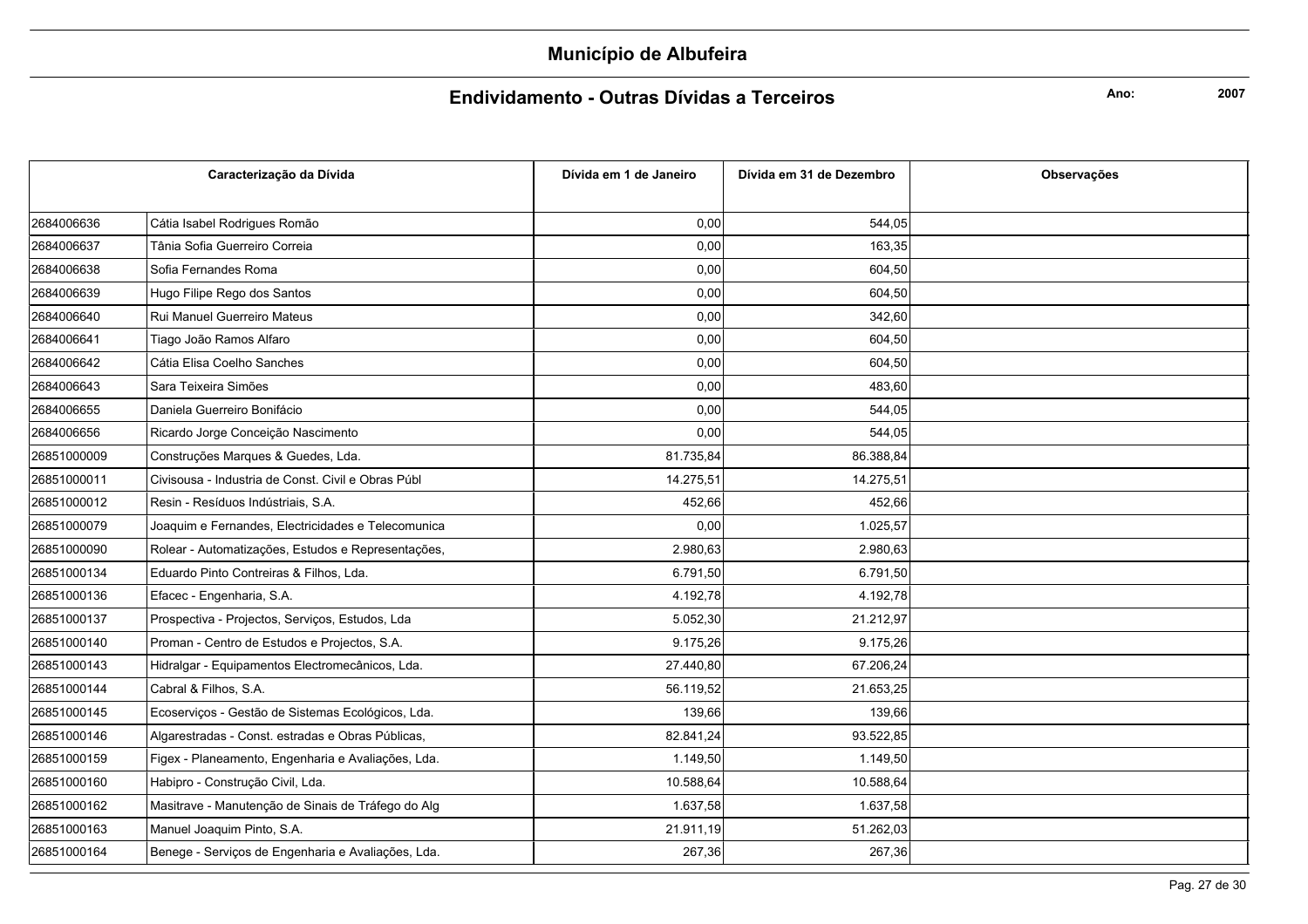# Município de Albufeira

## Endividamento - Outras Dívidas a Terceiros

**Ano:** 2007

| Caracterização da Dívida | | Dívida em 1 de Janeiro | Dívida em 31 de Dezembro | Observações |
|---|---|---|---|---|
| 2684006636 | Cátia Isabel Rodrigues Romão | 0,00 | 544,05 | |
| 2684006637 | Tânia Sofia Guerreiro Correia | 0,00 | 163,35 | |
| 2684006638 | Sofia Fernandes Roma | 0,00 | 604,50 | |
| 2684006639 | Hugo Filipe Rego dos Santos | 0,00 | 604,50 | |
| 2684006640 | Rui Manuel Guerreiro Mateus | 0,00 | 342,60 | |
| 2684006641 | Tiago João Ramos Alfaro | 0,00 | 604,50 | |
| 2684006642 | Cátia Elisa Coelho Sanches | 0,00 | 604,50 | |
| 2684006643 | Sara Teixeira Simões | 0,00 | 483,60 | |
| 2684006655 | Daniela Guerreiro Bonifácio | 0,00 | 544,05 | |
| 2684006656 | Ricardo Jorge Conceição Nascimento | 0,00 | 544,05 | |
| 26851000009 | Construções Marques & Guedes, Lda. | 81.735,84 | 86.388,84 | |
| 26851000011 | Civisousa - Industria de Const. Civil e Obras Públ | 14.275,51 | 14.275,51 | |
| 26851000012 | Resin - Resíduos Indústriais, S.A. | 452,66 | 452,66 | |
| 26851000079 | Joaquim e Fernandes, Electricidades e Telecomunica | 0,00 | 1.025,57 | |
| 26851000090 | Rolear - Automatizações, Estudos e Representações, | 2.980,63 | 2.980,63 | |
| 26851000134 | Eduardo Pinto Contreiras & Filhos, Lda. | 6.791,50 | 6.791,50 | |
| 26851000136 | Efacec - Engenharia, S.A. | 4.192,78 | 4.192,78 | |
| 26851000137 | Prospectiva - Projectos, Serviços, Estudos, Lda | 5.052,30 | 21.212,97 | |
| 26851000140 | Proman - Centro de Estudos e Projectos, S.A. | 9.175,26 | 9.175,26 | |
| 26851000143 | Hidralgar - Equipamentos Electromecânicos, Lda. | 27.440,80 | 67.206,24 | |
| 26851000144 | Cabral & Filhos, S.A. | 56.119,52 | 21.653,25 | |
| 26851000145 | Ecoserviços - Gestão de Sistemas Ecológicos, Lda. | 139,66 | 139,66 | |
| 26851000146 | Algarestradas - Const. estradas e Obras Públicas, | 82.841,24 | 93.522,85 | |
| 26851000159 | Figex - Planeamento, Engenharia e Avaliações, Lda. | 1.149,50 | 1.149,50 | |
| 26851000160 | Habipro - Construção Civil, Lda. | 10.588,64 | 10.588,64 | |
| 26851000162 | Masitrave - Manutenção de Sinais de Tráfego do Alg | 1.637,58 | 1.637,58 | |
| 26851000163 | Manuel Joaquim Pinto, S.A. | 21.911,19 | 51.262,03 | |
| 26851000164 | Benege - Serviços de Engenharia e Avaliações, Lda. | 267,36 | 267,36 | |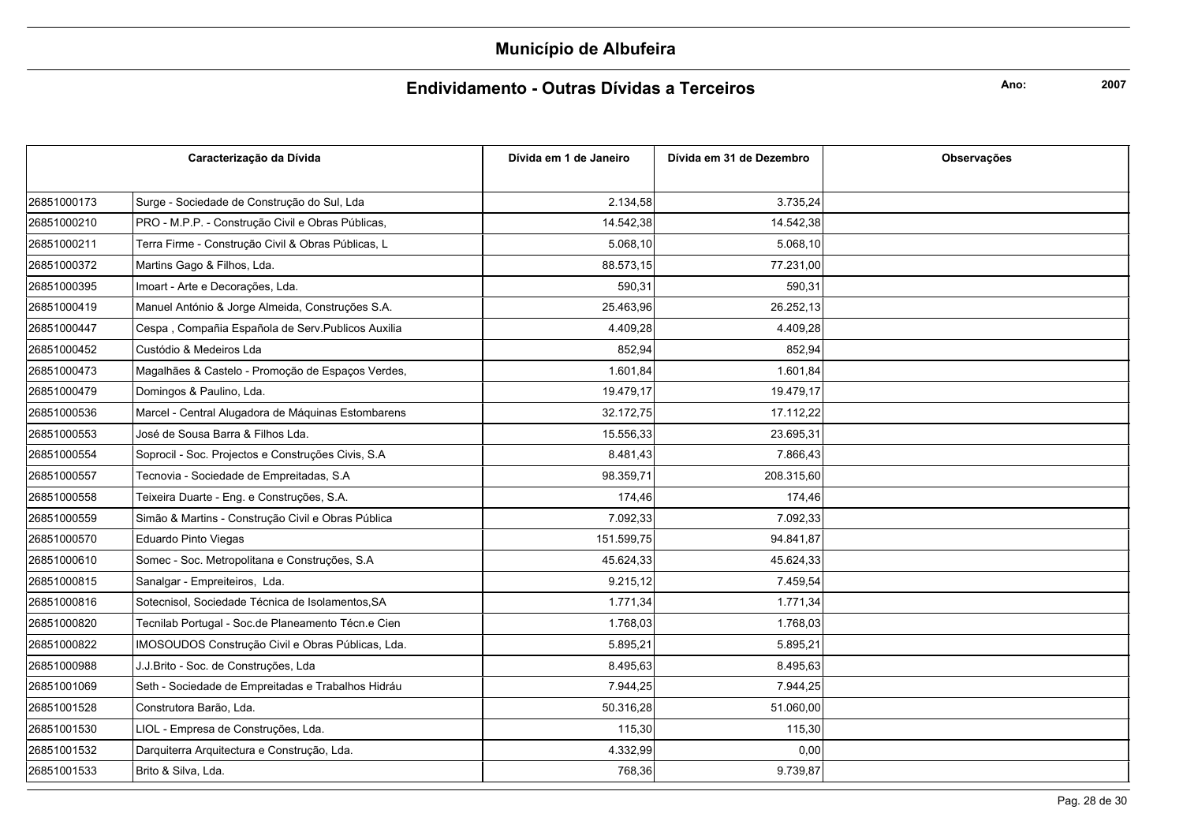# Município de Albufeira

## Endividamento - Outras Dívidas a Terceiros

**Ano:** 2007

| Caracterização da Dívida | | Dívida em 1 de Janeiro | Dívida em 31 de Dezembro | Observações |
|---|---|---|---|---|
| 26851000173 | Surge - Sociedade de Construção do Sul, Lda | 2.134,58 | 3.735,24 | |
| 26851000210 | PRO - M.P.P. - Construção Civil e Obras Públicas, | 14.542,38 | 14.542,38 | |
| 26851000211 | Terra Firme - Construção Civil & Obras Públicas, L | 5.068,10 | 5.068,10 | |
| 26851000372 | Martins Gago & Filhos, Lda. | 88.573,15 | 77.231,00 | |
| 26851000395 | Imoart - Arte e Decorações, Lda. | 590,31 | 590,31 | |
| 26851000419 | Manuel António & Jorge Almeida, Construções S.A. | 25.463,96 | 26.252,13 | |
| 26851000447 | Cespa , Compañia Española de Serv.Publicos Auxilia | 4.409,28 | 4.409,28 | |
| 26851000452 | Custódio & Medeiros Lda | 852,94 | 852,94 | |
| 26851000473 | Magalhães & Castelo - Promoção de Espaços Verdes, | 1.601,84 | 1.601,84 | |
| 26851000479 | Domingos & Paulino, Lda. | 19.479,17 | 19.479,17 | |
| 26851000536 | Marcel - Central Alugadora de Máquinas Estombarens | 32.172,75 | 17.112,22 | |
| 26851000553 | José de Sousa Barra & Filhos Lda. | 15.556,33 | 23.695,31 | |
| 26851000554 | Soprocil - Soc. Projectos e Construções Civis, S.A | 8.481,43 | 7.866,43 | |
| 26851000557 | Tecnovia - Sociedade de Empreitadas, S.A | 98.359,71 | 208.315,60 | |
| 26851000558 | Teixeira Duarte - Eng. e Construções, S.A. | 174,46 | 174,46 | |
| 26851000559 | Simão & Martins - Construção Civil e Obras Pública | 7.092,33 | 7.092,33 | |
| 26851000570 | Eduardo Pinto Viegas | 151.599,75 | 94.841,87 | |
| 26851000610 | Somec - Soc. Metropolitana e Construções, S.A | 45.624,33 | 45.624,33 | |
| 26851000815 | Sanalgar - Empreiteiros, Lda. | 9.215,12 | 7.459,54 | |
| 26851000816 | Sotecnisol, Sociedade Técnica de Isolamentos,SA | 1.771,34 | 1.771,34 | |
| 26851000820 | Tecnilab Portugal - Soc.de Planeamento Técn.e Cien | 1.768,03 | 1.768,03 | |
| 26851000822 | IMOSOUDOS Construção Civil e Obras Públicas, Lda. | 5.895,21 | 5.895,21 | |
| 26851000988 | J.J.Brito - Soc. de Construções, Lda | 8.495,63 | 8.495,63 | |
| 26851001069 | Seth - Sociedade de Empreitadas e Trabalhos Hidráu | 7.944,25 | 7.944,25 | |
| 26851001528 | Construtora Barão, Lda. | 50.316,28 | 51.060,00 | |
| 26851001530 | LIOL - Empresa de Construções, Lda. | 115,30 | 115,30 | |
| 26851001532 | Darquiterra Arquitectura e Construção, Lda. | 4.332,99 | 0,00 | |
| 26851001533 | Brito & Silva, Lda. | 768,36 | 9.739,87 | |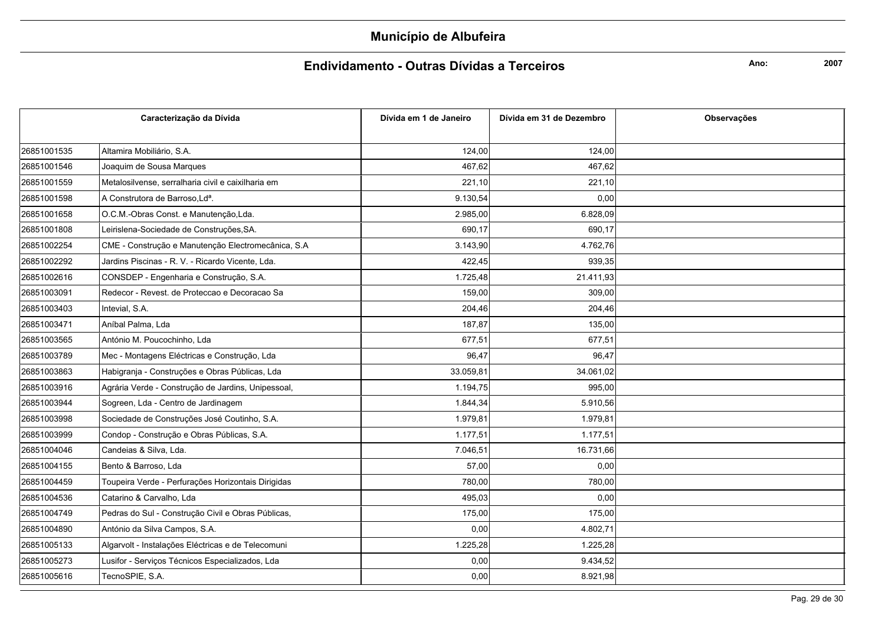# Município de Albufeira

## Endividamento - Outras Dívidas a Terceiros

**Ano:** **2007**

| Caracterização da Dívida | | Dívida em 1 de Janeiro | Dívida em 31 de Dezembro | Observações |
|---|---|---|---|---|
| 26851001535 | Altamira Mobiliário, S.A. | 124,00 | 124,00 | |
| 26851001546 | Joaquim de Sousa Marques | 467,62 | 467,62 | |
| 26851001559 | Metalosilvense, serralharia civil e caixilharia em | 221,10 | 221,10 | |
| 26851001598 | A Construtora de Barroso,Ldª. | 9.130,54 | 0,00 | |
| 26851001658 | O.C.M.-Obras Const. e Manutenção,Lda. | 2.985,00 | 6.828,09 | |
| 26851001808 | Leirislena-Sociedade de Construções,SA. | 690,17 | 690,17 | |
| 26851002254 | CME - Construção e Manutenção Electromecânica, S.A | 3.143,90 | 4.762,76 | |
| 26851002292 | Jardins Piscinas - R. V. - Ricardo Vicente, Lda. | 422,45 | 939,35 | |
| 26851002616 | CONSDEP - Engenharia e Construção, S.A. | 1.725,48 | 21.411,93 | |
| 26851003091 | Redecor - Revest. de Proteccao e Decoracao Sa | 159,00 | 309,00 | |
| 26851003403 | Intevial, S.A. | 204,46 | 204,46 | |
| 26851003471 | Aníbal Palma, Lda | 187,87 | 135,00 | |
| 26851003565 | António M. Poucochinho, Lda | 677,51 | 677,51 | |
| 26851003789 | Mec - Montagens Eléctricas e Construção, Lda | 96,47 | 96,47 | |
| 26851003863 | Habigranja - Construções e Obras Públicas, Lda | 33.059,81 | 34.061,02 | |
| 26851003916 | Agrária Verde - Construção de Jardins, Unipessoal, | 1.194,75 | 995,00 | |
| 26851003944 | Sogreen, Lda - Centro de Jardinagem | 1.844,34 | 5.910,56 | |
| 26851003998 | Sociedade de Construções José Coutinho, S.A. | 1.979,81 | 1.979,81 | |
| 26851003999 | Condop - Construção e Obras Públicas, S.A. | 1.177,51 | 1.177,51 | |
| 26851004046 | Candeias & Silva, Lda. | 7.046,51 | 16.731,66 | |
| 26851004155 | Bento & Barroso, Lda | 57,00 | 0,00 | |
| 26851004459 | Toupeira Verde - Perfurações Horizontais Dirigidas | 780,00 | 780,00 | |
| 26851004536 | Catarino & Carvalho, Lda | 495,03 | 0,00 | |
| 26851004749 | Pedras do Sul - Construção Civil e Obras Públicas, | 175,00 | 175,00 | |
| 26851004890 | António da Silva Campos, S.A. | 0,00 | 4.802,71 | |
| 26851005133 | Algarvolt - Instalações Eléctricas e de Telecomuni | 1.225,28 | 1.225,28 | |
| 26851005273 | Lusifor - Serviços Técnicos Especializados, Lda | 0,00 | 9.434,52 | |
| 26851005616 | TecnoSPIE, S.A. | 0,00 | 8.921,98 | |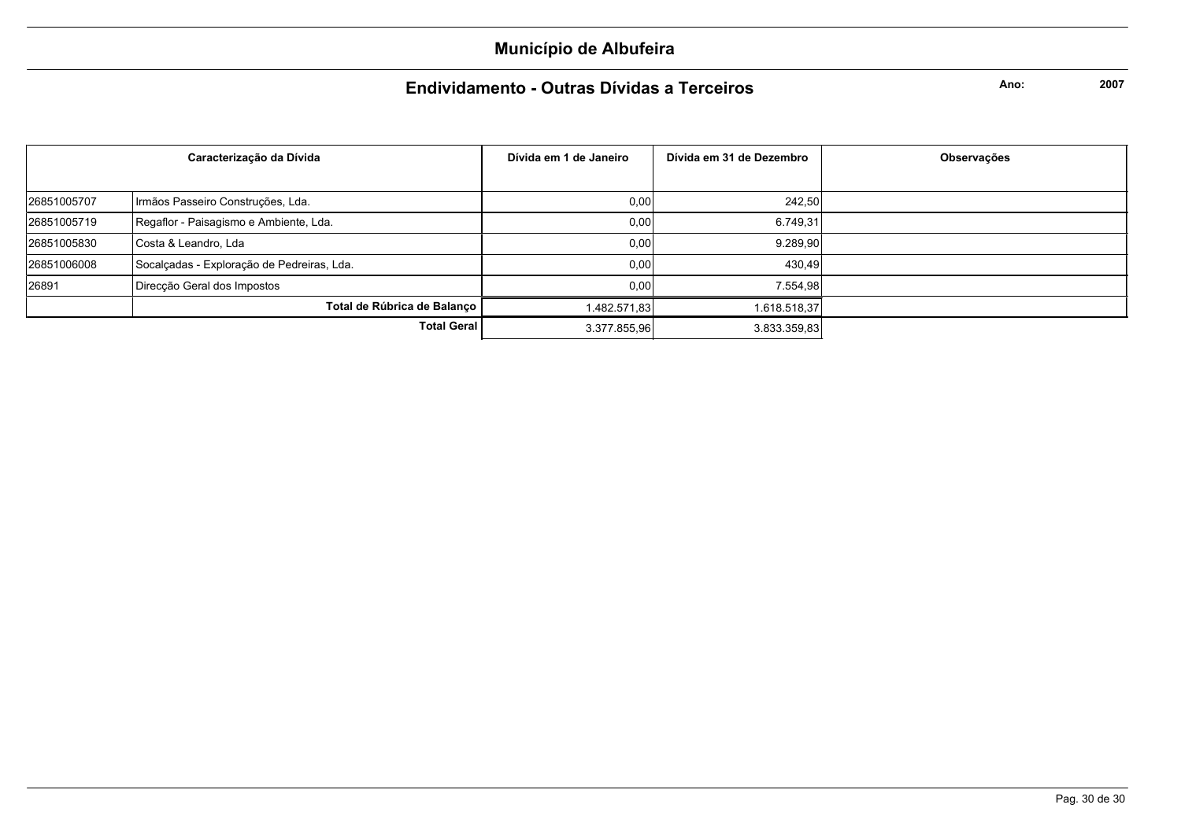# Município de Albufeira

## Endividamento - Outras Dívidas a Terceiros

**Ano:** **2007**

| Caracterização da Dívida | | Dívida em 1 de Janeiro | Dívida em 31 de Dezembro | Observações |
|---|---|---|---|---|
| 26851005707 | Irmãos Passeiro Construções, Lda. | 0,00 | 242,50 | |
| 26851005719 | Regaflor - Paisagismo e Ambiente, Lda. | 0,00 | 6.749,31 | |
| 26851005830 | Costa & Leandro, Lda | 0,00 | 9.289,90 | |
| 26851006008 | Socalçadas - Exploração de Pedreiras, Lda. | 0,00 | 430,49 | |
| 26891 | Direcção Geral dos Impostos | 0,00 | 7.554,98 | |
| | **Total de Rúbrica de Balanço** | 1.482.571,83 | 1.618.518,37 | |
| | **Total Geral** | 3.377.855,96 | 3.833.359,83 | |